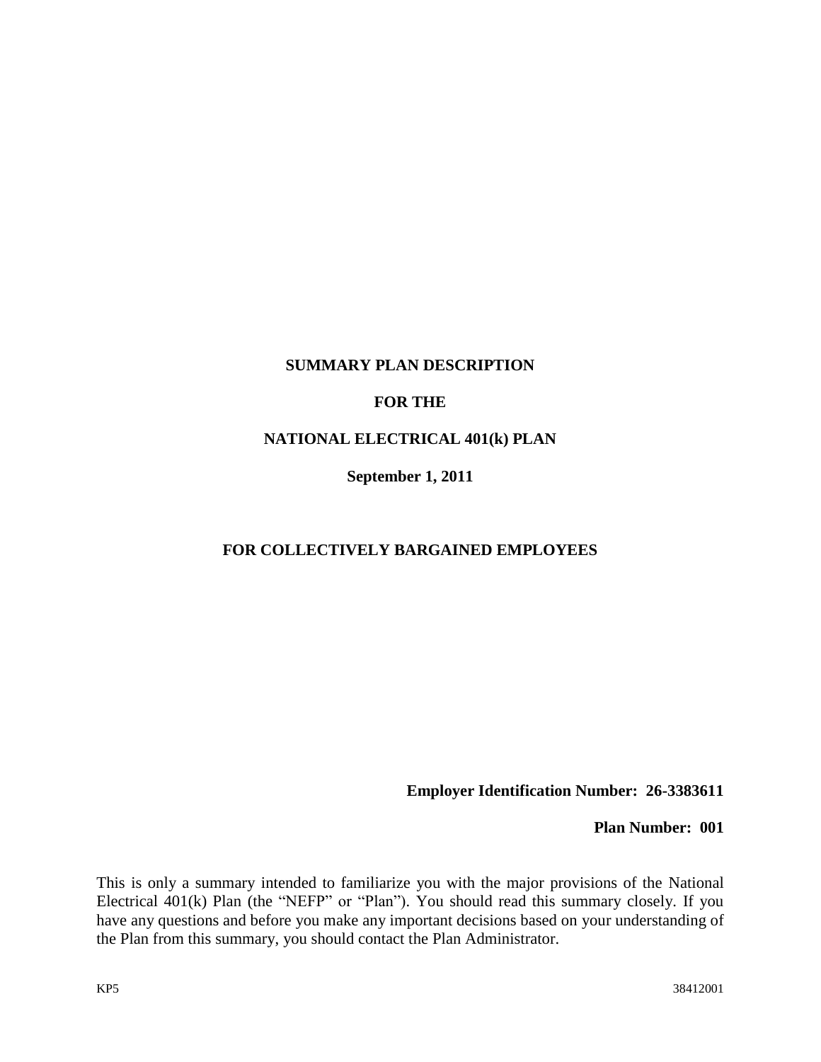# SUMMARY PLAN DESCRIPTION

# FOR THE

# NATIONAL ELECTRICAL 401(k) PLAN

**September 1, 2011**

## FOR COLLECTIVELY BARGAINED EMPLOYEES

**Employer Identification Number: 26-3383611**

**Plan Number: 001**

This is only a summary intended to familiarize you with the major provisions of the National Electrical 401(k) Plan (the "NEFP" or "Plan"). You should read this summary closely. If you have any questions and before you make any important decisions based on your understanding of the Plan from this summary, you should contact the Plan Administrator.

KP5 38412001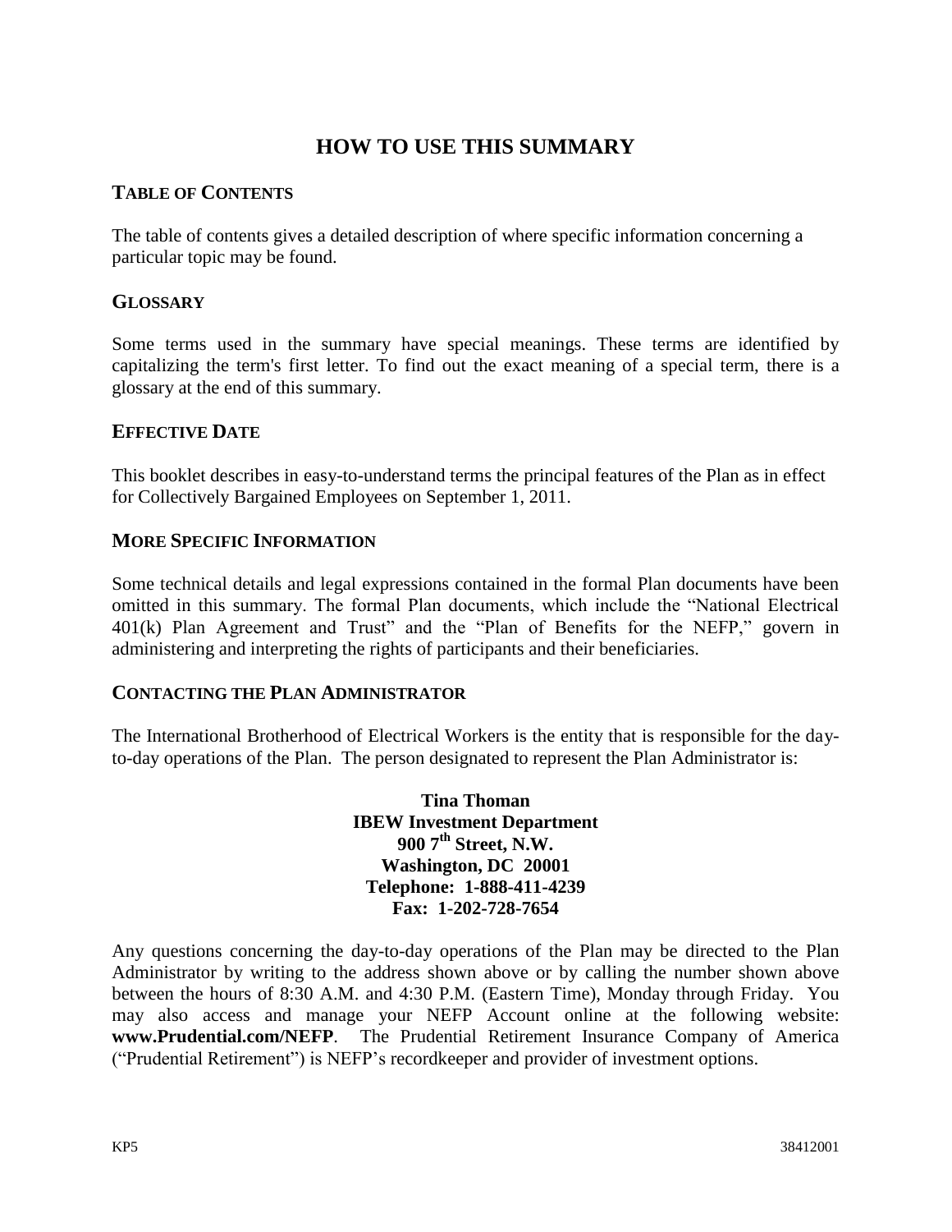# HOW TO USE THIS SUMMARY

## TABLE OF CONTENTS

The table of contents gives a detailed description of where specific information concerning a particular topic may be found.

## GLOSSARY

Some terms used in the summary have special meanings. These terms are identified by capitalizing the term's first letter. To find out the exact meaning of a special term, there is a glossary at the end of this summary.

## EFFECTIVE DATE

This booklet describes in easy-to-understand terms the principal features of the Plan as in effect for Collectively Bargained Employees on September 1, 2011.

## MORE SPECIFIC INFORMATION

Some technical details and legal expressions contained in the formal Plan documents have been omitted in this summary. The formal Plan documents, which include the "National Electrical 401(k) Plan Agreement and Trust" and the "Plan of Benefits for the NEFP," govern in administering and interpreting the rights of participants and their beneficiaries.

## CONTACTING THE PLAN ADMINISTRATOR

The International Brotherhood of Electrical Workers is the entity that is responsible for the day-to-day operations of the Plan. The person designated to represent the Plan Administrator is:

**Tina Thoman**
**IBEW Investment Department**
**900 7th Street, N.W.**
**Washington, DC 20001**
**Telephone: 1-888-411-4239**
**Fax: 1-202-728-7654**

Any questions concerning the day-to-day operations of the Plan may be directed to the Plan Administrator by writing to the address shown above or by calling the number shown above between the hours of 8:30 A.M. and 4:30 P.M. (Eastern Time), Monday through Friday. You may also access and manage your NEFP Account online at the following website: **www.Prudential.com/NEFP**. The Prudential Retirement Insurance Company of America ("Prudential Retirement") is NEFP's recordkeeper and provider of investment options.

KP5 38412001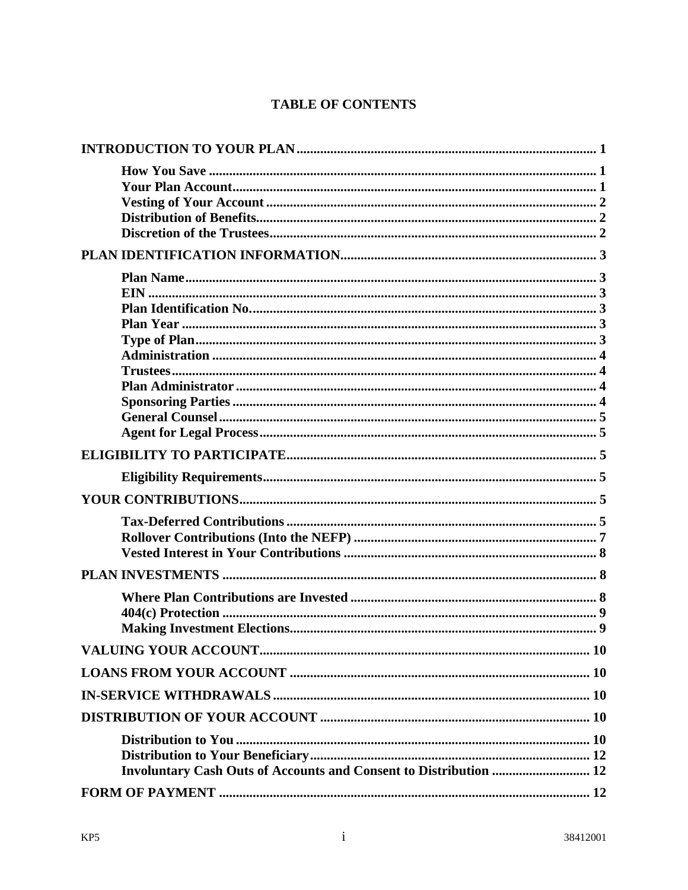# TABLE OF CONTENTS

**INTRODUCTION TO YOUR PLAN** .......... 1

- **How You Save** .......... 1
- **Your Plan Account** .......... 1
- **Vesting of Your Account** .......... 2
- **Distribution of Benefits** .......... 2
- **Discretion of the Trustees** .......... 2

**PLAN IDENTIFICATION INFORMATION** .......... 3

- **Plan Name** .......... 3
- **EIN** .......... 3
- **Plan Identification No.** .......... 3
- **Plan Year** .......... 3
- **Type of Plan** .......... 3
- **Administration** .......... 4
- **Trustees** .......... 4
- **Plan Administrator** .......... 4
- **Sponsoring Parties** .......... 4
- **General Counsel** .......... 5
- **Agent for Legal Process** .......... 5

**ELIGIBILITY TO PARTICIPATE** .......... 5

- **Eligibility Requirements** .......... 5

**YOUR CONTRIBUTIONS** .......... 5

- **Tax-Deferred Contributions** .......... 5
- **Rollover Contributions (Into the NEFP)** .......... 7
- **Vested Interest in Your Contributions** .......... 8

**PLAN INVESTMENTS** .......... 8

- **Where Plan Contributions are Invested** .......... 8
- **404(c) Protection** .......... 9
- **Making Investment Elections** .......... 9

**VALUING YOUR ACCOUNT** .......... 10

**LOANS FROM YOUR ACCOUNT** .......... 10

**IN-SERVICE WITHDRAWALS** .......... 10

**DISTRIBUTION OF YOUR ACCOUNT** .......... 10

- **Distribution to You** .......... 10
- **Distribution to Your Beneficiary** .......... 12
- **Involuntary Cash Outs of Accounts and Consent to Distribution** .......... 12

**FORM OF PAYMENT** .......... 12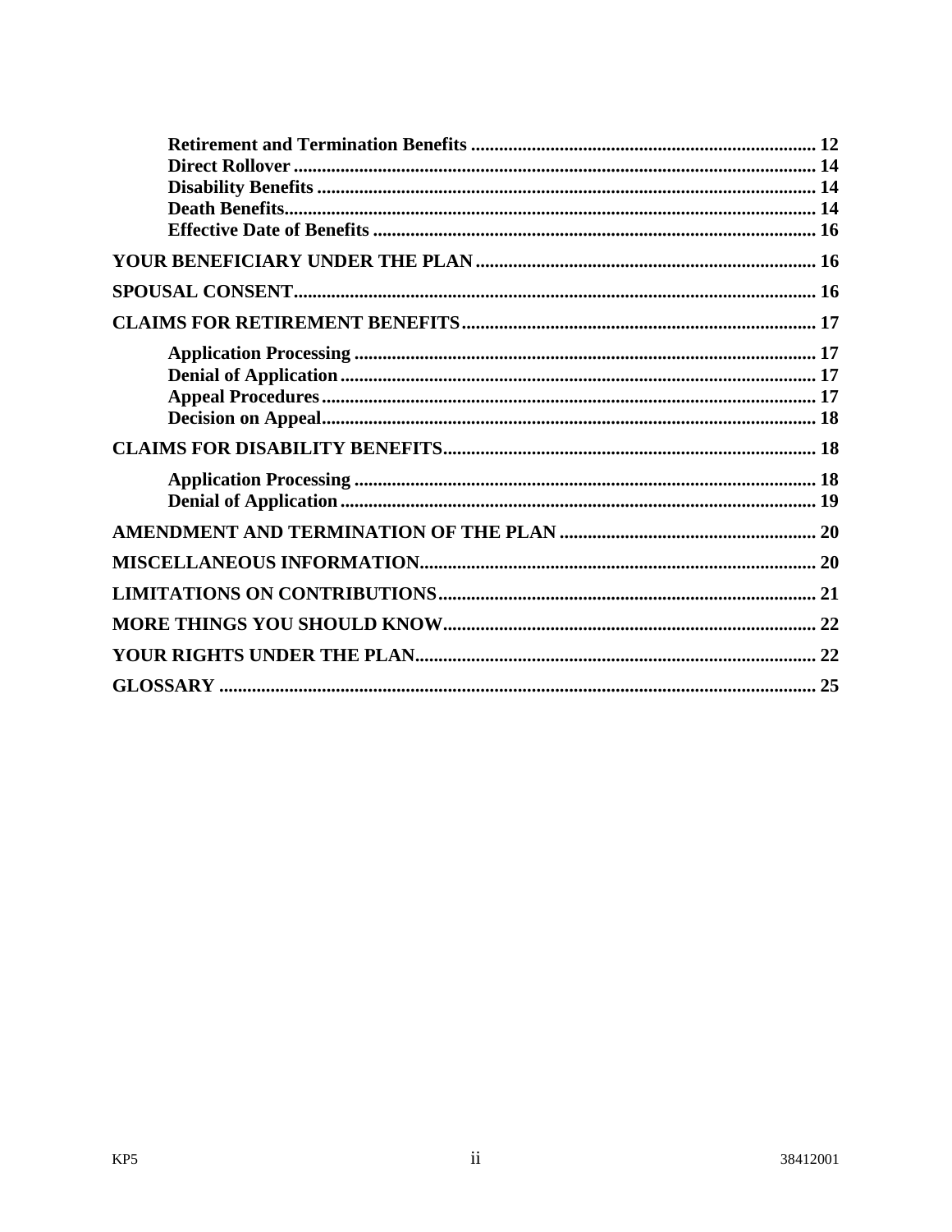**Retirement and Termination Benefits** ............................................................ 12
**Direct Rollover** ................................................................................................ 14
**Disability Benefits** ............................................................................................ 14
**Death Benefits** .................................................................................................. 14
**Effective Date of Benefits** ................................................................................ 16

**YOUR BENEFICIARY UNDER THE PLAN** ........................................................... 16

**SPOUSAL CONSENT** ............................................................................................... 16

**CLAIMS FOR RETIREMENT BENEFITS** .............................................................. 17

**Application Processing** .................................................................................... 17
**Denial of Application** ....................................................................................... 17
**Appeal Procedures** ............................................................................................ 17
**Decision on Appeal** ........................................................................................... 18

**CLAIMS FOR DISABILITY BENEFITS** ................................................................. 18

**Application Processing** .................................................................................... 18
**Denial of Application** ....................................................................................... 19

**AMENDMENT AND TERMINATION OF THE PLAN** ........................................ 20

**MISCELLANEOUS INFORMATION** ..................................................................... 20

**LIMITATIONS ON CONTRIBUTIONS** .................................................................. 21

**MORE THINGS YOU SHOULD KNOW** ................................................................. 22

**YOUR RIGHTS UNDER THE PLAN** ...................................................................... 22

**GLOSSARY** ................................................................................................................ 25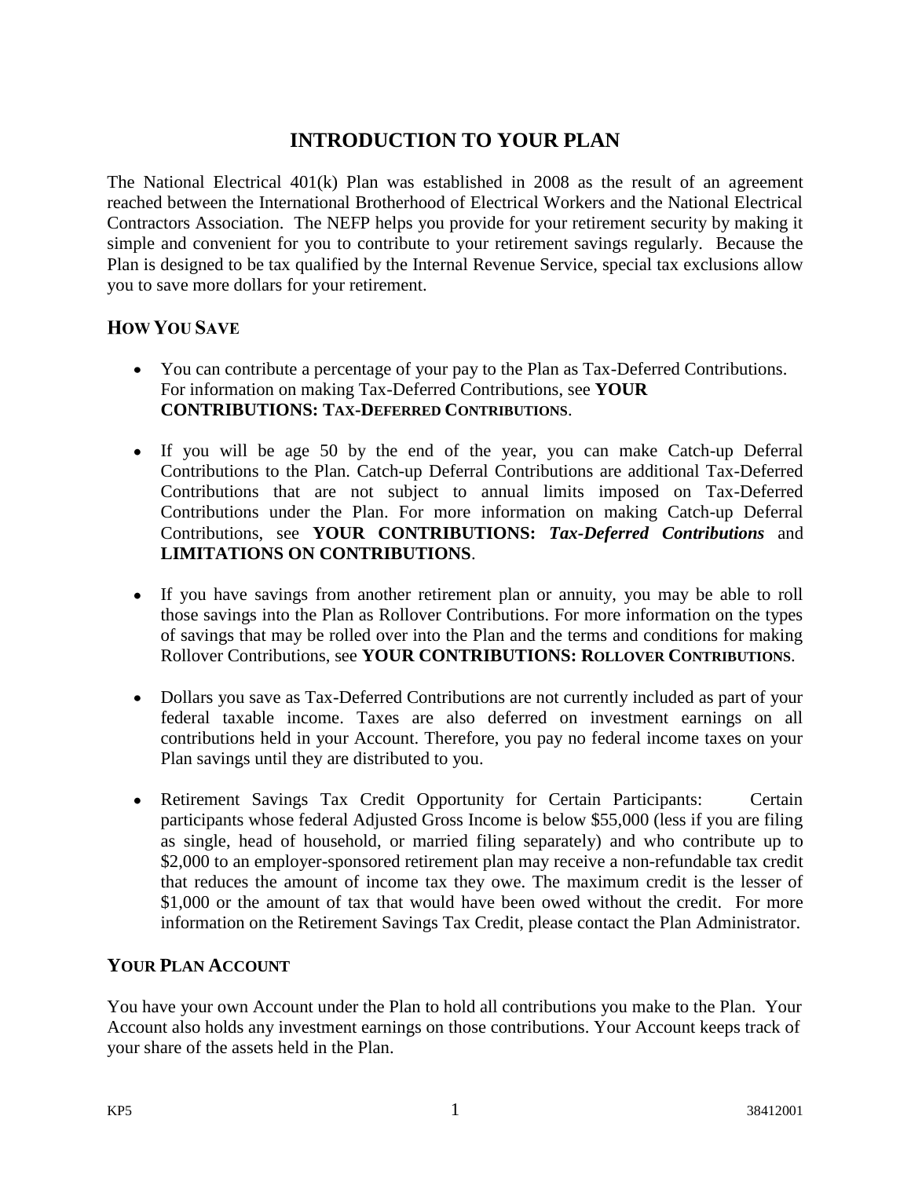# INTRODUCTION TO YOUR PLAN

The National Electrical 401(k) Plan was established in 2008 as the result of an agreement reached between the International Brotherhood of Electrical Workers and the National Electrical Contractors Association. The NEFP helps you provide for your retirement security by making it simple and convenient for you to contribute to your retirement savings regularly. Because the Plan is designed to be tax qualified by the Internal Revenue Service, special tax exclusions allow you to save more dollars for your retirement.

## HOW YOU SAVE

- You can contribute a percentage of your pay to the Plan as Tax-Deferred Contributions. For information on making Tax-Deferred Contributions, see **YOUR CONTRIBUTIONS: TAX-DEFERRED CONTRIBUTIONS**.
- If you will be age 50 by the end of the year, you can make Catch-up Deferral Contributions to the Plan. Catch-up Deferral Contributions are additional Tax-Deferred Contributions that are not subject to annual limits imposed on Tax-Deferred Contributions under the Plan. For more information on making Catch-up Deferral Contributions, see **YOUR CONTRIBUTIONS:** ***Tax-Deferred Contributions*** and **LIMITATIONS ON CONTRIBUTIONS**.
- If you have savings from another retirement plan or annuity, you may be able to roll those savings into the Plan as Rollover Contributions. For more information on the types of savings that may be rolled over into the Plan and the terms and conditions for making Rollover Contributions, see **YOUR CONTRIBUTIONS: ROLLOVER CONTRIBUTIONS**.
- Dollars you save as Tax-Deferred Contributions are not currently included as part of your federal taxable income. Taxes are also deferred on investment earnings on all contributions held in your Account. Therefore, you pay no federal income taxes on your Plan savings until they are distributed to you.
- Retirement Savings Tax Credit Opportunity for Certain Participants: Certain participants whose federal Adjusted Gross Income is below $55,000 (less if you are filing as single, head of household, or married filing separately) and who contribute up to $2,000 to an employer-sponsored retirement plan may receive a non-refundable tax credit that reduces the amount of income tax they owe. The maximum credit is the lesser of $1,000 or the amount of tax that would have been owed without the credit. For more information on the Retirement Savings Tax Credit, please contact the Plan Administrator.

## YOUR PLAN ACCOUNT

You have your own Account under the Plan to hold all contributions you make to the Plan. Your Account also holds any investment earnings on those contributions. Your Account keeps track of your share of the assets held in the Plan.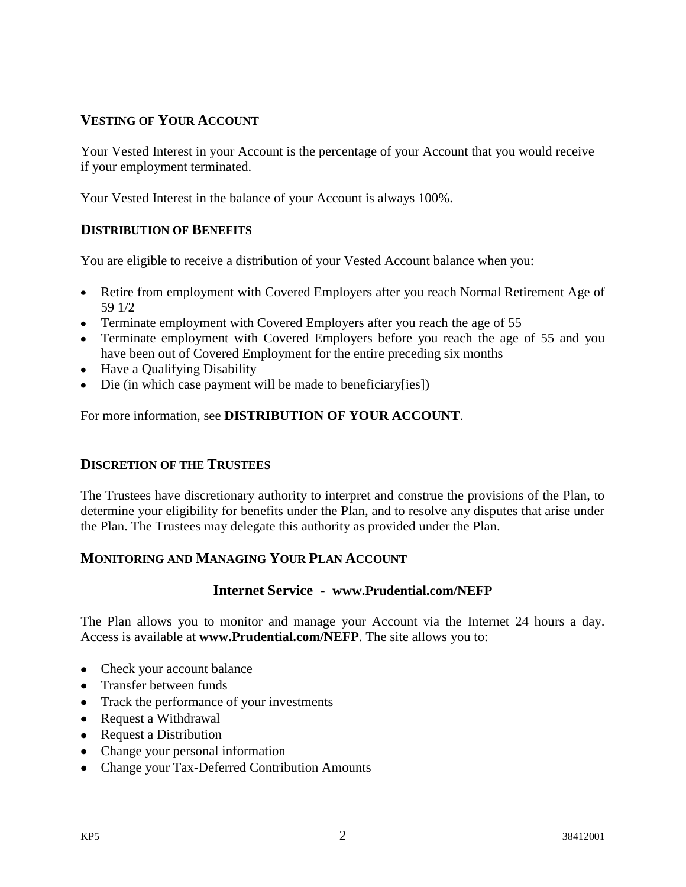## VESTING OF YOUR ACCOUNT

Your Vested Interest in your Account is the percentage of your Account that you would receive if your employment terminated.

Your Vested Interest in the balance of your Account is always 100%.

## DISTRIBUTION OF BENEFITS

You are eligible to receive a distribution of your Vested Account balance when you:

- Retire from employment with Covered Employers after you reach Normal Retirement Age of 59 1/2
- Terminate employment with Covered Employers after you reach the age of 55
- Terminate employment with Covered Employers before you reach the age of 55 and you have been out of Covered Employment for the entire preceding six months
- Have a Qualifying Disability
- Die (in which case payment will be made to beneficiary[ies])

For more information, see **DISTRIBUTION OF YOUR ACCOUNT**.

## DISCRETION OF THE TRUSTEES

The Trustees have discretionary authority to interpret and construe the provisions of the Plan, to determine your eligibility for benefits under the Plan, and to resolve any disputes that arise under the Plan. The Trustees may delegate this authority as provided under the Plan.

## MONITORING AND MANAGING YOUR PLAN ACCOUNT

### Internet Service - www.Prudential.com/NEFP

The Plan allows you to monitor and manage your Account via the Internet 24 hours a day. Access is available at **www.Prudential.com/NEFP**. The site allows you to:

- Check your account balance
- Transfer between funds
- Track the performance of your investments
- Request a Withdrawal
- Request a Distribution
- Change your personal information
- Change your Tax-Deferred Contribution Amounts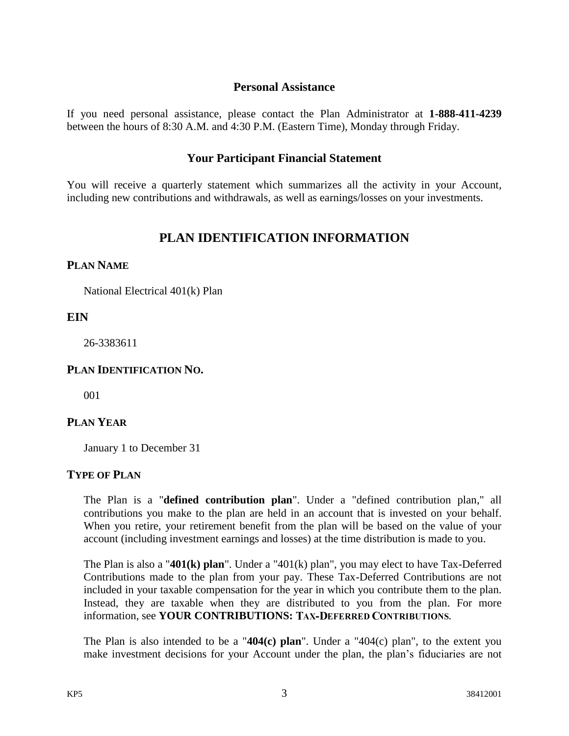### Personal Assistance

If you need personal assistance, please contact the Plan Administrator at **1-888-411-4239** between the hours of 8:30 A.M. and 4:30 P.M. (Eastern Time), Monday through Friday.

### Your Participant Financial Statement

You will receive a quarterly statement which summarizes all the activity in your Account, including new contributions and withdrawals, as well as earnings/losses on your investments.

## PLAN IDENTIFICATION INFORMATION

### PLAN NAME

National Electrical 401(k) Plan

### EIN

26-3383611

### PLAN IDENTIFICATION NO.

001

### PLAN YEAR

January 1 to December 31

### TYPE OF PLAN

The Plan is a "**defined contribution plan**". Under a "defined contribution plan," all contributions you make to the plan are held in an account that is invested on your behalf. When you retire, your retirement benefit from the plan will be based on the value of your account (including investment earnings and losses) at the time distribution is made to you.

The Plan is also a "**401(k) plan**". Under a "401(k) plan", you may elect to have Tax-Deferred Contributions made to the plan from your pay. These Tax-Deferred Contributions are not included in your taxable compensation for the year in which you contribute them to the plan. Instead, they are taxable when they are distributed to you from the plan. For more information, see **YOUR CONTRIBUTIONS: TAX-DEFERRED CONTRIBUTIONS**.

The Plan is also intended to be a "**404(c) plan**". Under a "404(c) plan", to the extent you make investment decisions for your Account under the plan, the plan's fiduciaries are not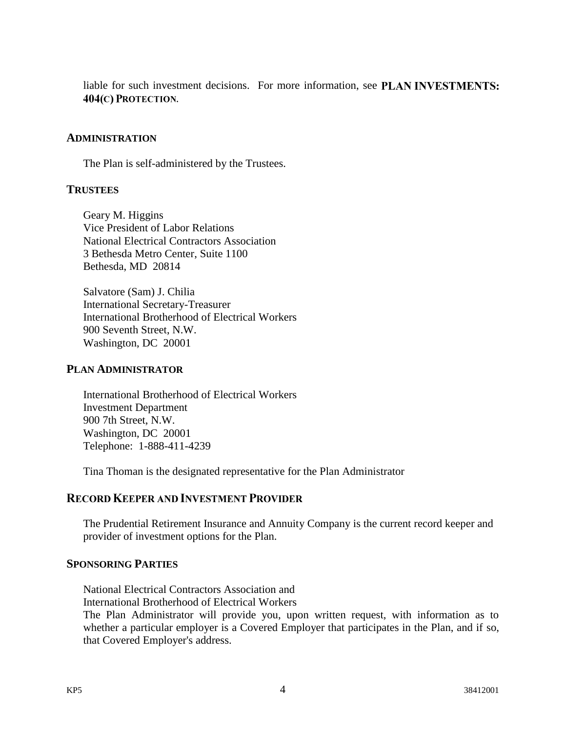liable for such investment decisions. For more information, see **PLAN INVESTMENTS: 404(C) PROTECTION**.

## ADMINISTRATION

The Plan is self-administered by the Trustees.

## TRUSTEES

Geary M. Higgins
Vice President of Labor Relations
National Electrical Contractors Association
3 Bethesda Metro Center, Suite 1100
Bethesda, MD 20814

Salvatore (Sam) J. Chilia
International Secretary-Treasurer
International Brotherhood of Electrical Workers
900 Seventh Street, N.W.
Washington, DC 20001

## PLAN ADMINISTRATOR

International Brotherhood of Electrical Workers
Investment Department
900 7th Street, N.W.
Washington, DC 20001
Telephone: 1-888-411-4239

Tina Thoman is the designated representative for the Plan Administrator

## RECORD KEEPER AND INVESTMENT PROVIDER

The Prudential Retirement Insurance and Annuity Company is the current record keeper and provider of investment options for the Plan.

## SPONSORING PARTIES

National Electrical Contractors Association and
International Brotherhood of Electrical Workers
The Plan Administrator will provide you, upon written request, with information as to whether a particular employer is a Covered Employer that participates in the Plan, and if so, that Covered Employer's address.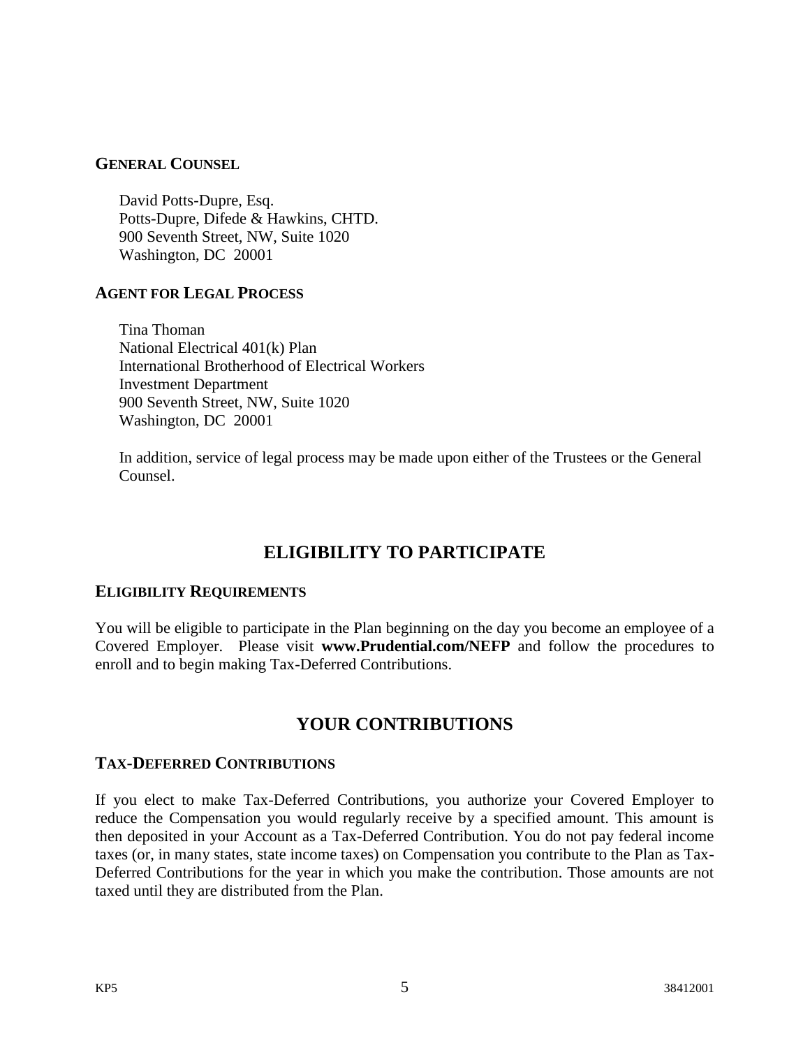### General Counsel

David Potts-Dupre, Esq.
Potts-Dupre, Difede & Hawkins, CHTD.
900 Seventh Street, NW, Suite 1020
Washington, DC 20001

### Agent for Legal Process

Tina Thoman
National Electrical 401(k) Plan
International Brotherhood of Electrical Workers
Investment Department
900 Seventh Street, NW, Suite 1020
Washington, DC 20001

In addition, service of legal process may be made upon either of the Trustees or the General Counsel.

## ELIGIBILITY TO PARTICIPATE

### Eligibility Requirements

You will be eligible to participate in the Plan beginning on the day you become an employee of a Covered Employer. Please visit **www.Prudential.com/NEFP** and follow the procedures to enroll and to begin making Tax-Deferred Contributions.

## YOUR CONTRIBUTIONS

### Tax-Deferred Contributions

If you elect to make Tax-Deferred Contributions, you authorize your Covered Employer to reduce the Compensation you would regularly receive by a specified amount. This amount is then deposited in your Account as a Tax-Deferred Contribution. You do not pay federal income taxes (or, in many states, state income taxes) on Compensation you contribute to the Plan as Tax-Deferred Contributions for the year in which you make the contribution. Those amounts are not taxed until they are distributed from the Plan.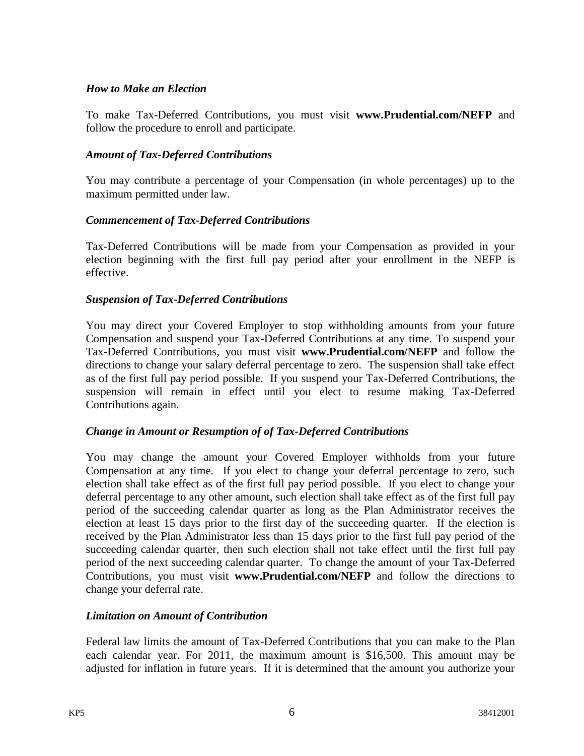### *How to Make an Election*

To make Tax-Deferred Contributions, you must visit **www.Prudential.com/NEFP** and follow the procedure to enroll and participate.

### *Amount of Tax-Deferred Contributions*

You may contribute a percentage of your Compensation (in whole percentages) up to the maximum permitted under law.

### *Commencement of Tax-Deferred Contributions*

Tax-Deferred Contributions will be made from your Compensation as provided in your election beginning with the first full pay period after your enrollment in the NEFP is effective.

### *Suspension of Tax-Deferred Contributions*

You may direct your Covered Employer to stop withholding amounts from your future Compensation and suspend your Tax-Deferred Contributions at any time. To suspend your Tax-Deferred Contributions, you must visit **www.Prudential.com/NEFP** and follow the directions to change your salary deferral percentage to zero. The suspension shall take effect as of the first full pay period possible. If you suspend your Tax-Deferred Contributions, the suspension will remain in effect until you elect to resume making Tax-Deferred Contributions again.

### *Change in Amount or Resumption of of Tax-Deferred Contributions*

You may change the amount your Covered Employer withholds from your future Compensation at any time. If you elect to change your deferral percentage to zero, such election shall take effect as of the first full pay period possible. If you elect to change your deferral percentage to any other amount, such election shall take effect as of the first full pay period of the succeeding calendar quarter as long as the Plan Administrator receives the election at least 15 days prior to the first day of the succeeding quarter. If the election is received by the Plan Administrator less than 15 days prior to the first full pay period of the succeeding calendar quarter, then such election shall not take effect until the first full pay period of the next succeeding calendar quarter. To change the amount of your Tax-Deferred Contributions, you must visit **www.Prudential.com/NEFP** and follow the directions to change your deferral rate.

### *Limitation on Amount of Contribution*

Federal law limits the amount of Tax-Deferred Contributions that you can make to the Plan each calendar year. For 2011, the maximum amount is $16,500. This amount may be adjusted for inflation in future years. If it is determined that the amount you authorize your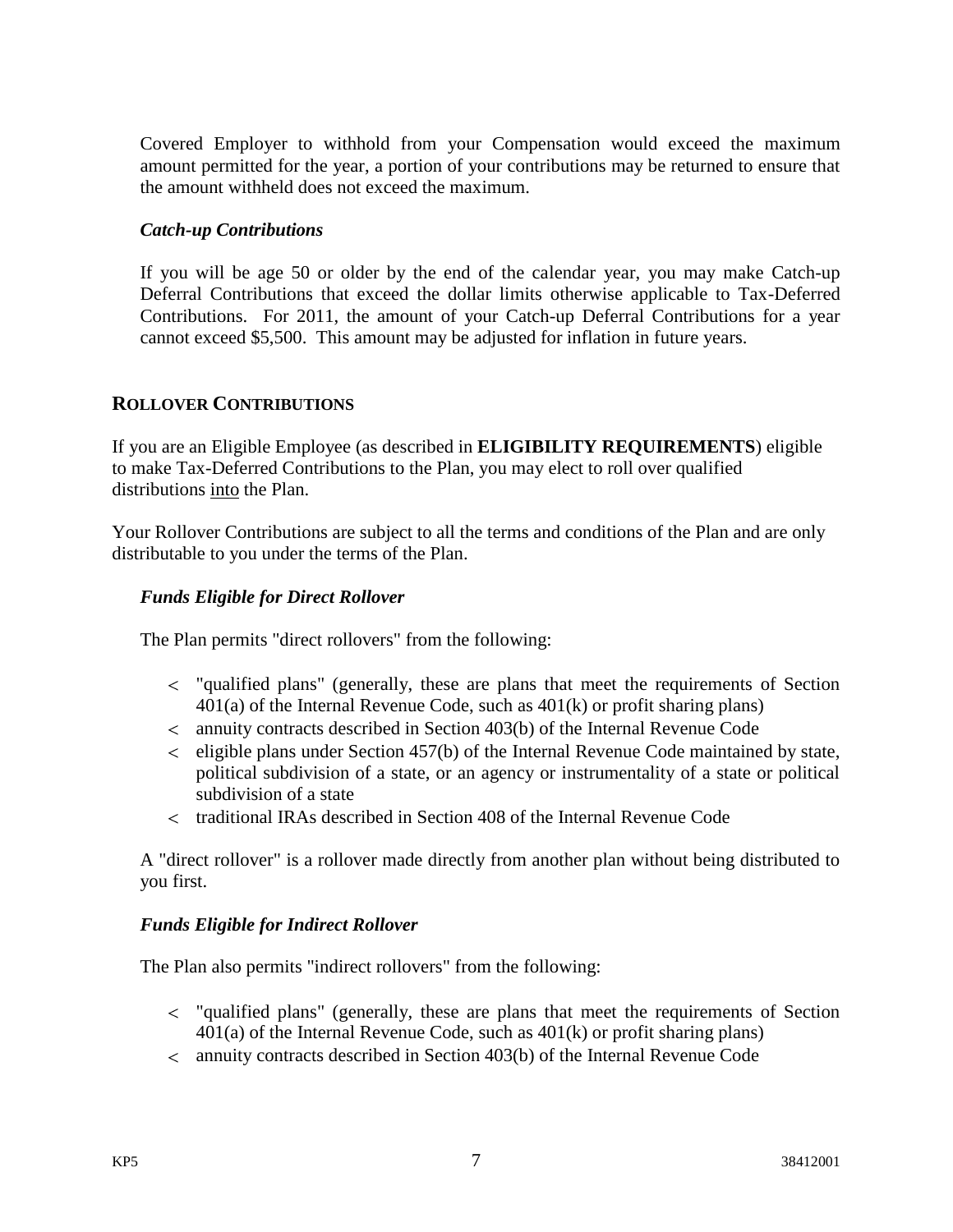Covered Employer to withhold from your Compensation would exceed the maximum amount permitted for the year, a portion of your contributions may be returned to ensure that the amount withheld does not exceed the maximum.

### *Catch-up Contributions*

If you will be age 50 or older by the end of the calendar year, you may make Catch-up Deferral Contributions that exceed the dollar limits otherwise applicable to Tax-Deferred Contributions. For 2011, the amount of your Catch-up Deferral Contributions for a year cannot exceed $5,500. This amount may be adjusted for inflation in future years.

## ROLLOVER CONTRIBUTIONS

If you are an Eligible Employee (as described in **ELIGIBILITY REQUIREMENTS**) eligible to make Tax-Deferred Contributions to the Plan, you may elect to roll over qualified distributions <u>into</u> the Plan.

Your Rollover Contributions are subject to all the terms and conditions of the Plan and are only distributable to you under the terms of the Plan.

### *Funds Eligible for Direct Rollover*

The Plan permits "direct rollovers" from the following:

- "qualified plans" (generally, these are plans that meet the requirements of Section 401(a) of the Internal Revenue Code, such as 401(k) or profit sharing plans)
- annuity contracts described in Section 403(b) of the Internal Revenue Code
- eligible plans under Section 457(b) of the Internal Revenue Code maintained by state, political subdivision of a state, or an agency or instrumentality of a state or political subdivision of a state
- traditional IRAs described in Section 408 of the Internal Revenue Code

A "direct rollover" is a rollover made directly from another plan without being distributed to you first.

### *Funds Eligible for Indirect Rollover*

The Plan also permits "indirect rollovers" from the following:

- "qualified plans" (generally, these are plans that meet the requirements of Section 401(a) of the Internal Revenue Code, such as 401(k) or profit sharing plans)
- annuity contracts described in Section 403(b) of the Internal Revenue Code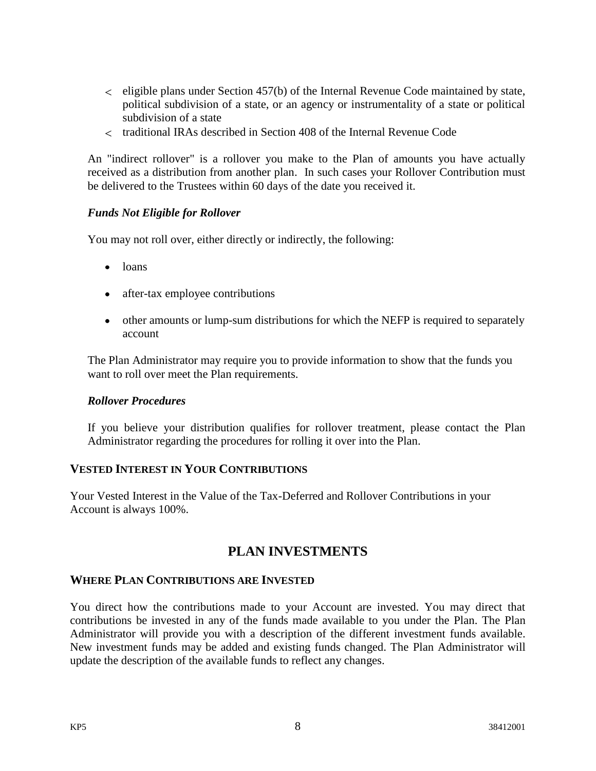- eligible plans under Section 457(b) of the Internal Revenue Code maintained by state, political subdivision of a state, or an agency or instrumentality of a state or political subdivision of a state
- traditional IRAs described in Section 408 of the Internal Revenue Code

An "indirect rollover" is a rollover you make to the Plan of amounts you have actually received as a distribution from another plan. In such cases your Rollover Contribution must be delivered to the Trustees within 60 days of the date you received it.

***Funds Not Eligible for Rollover***

You may not roll over, either directly or indirectly, the following:

- loans
- after-tax employee contributions
- other amounts or lump-sum distributions for which the NEFP is required to separately account

The Plan Administrator may require you to provide information to show that the funds you want to roll over meet the Plan requirements.

***Rollover Procedures***

If you believe your distribution qualifies for rollover treatment, please contact the Plan Administrator regarding the procedures for rolling it over into the Plan.

### VESTED INTEREST IN YOUR CONTRIBUTIONS

Your Vested Interest in the Value of the Tax-Deferred and Rollover Contributions in your Account is always 100%.

## PLAN INVESTMENTS

### WHERE PLAN CONTRIBUTIONS ARE INVESTED

You direct how the contributions made to your Account are invested. You may direct that contributions be invested in any of the funds made available to you under the Plan. The Plan Administrator will provide you with a description of the different investment funds available. New investment funds may be added and existing funds changed. The Plan Administrator will update the description of the available funds to reflect any changes.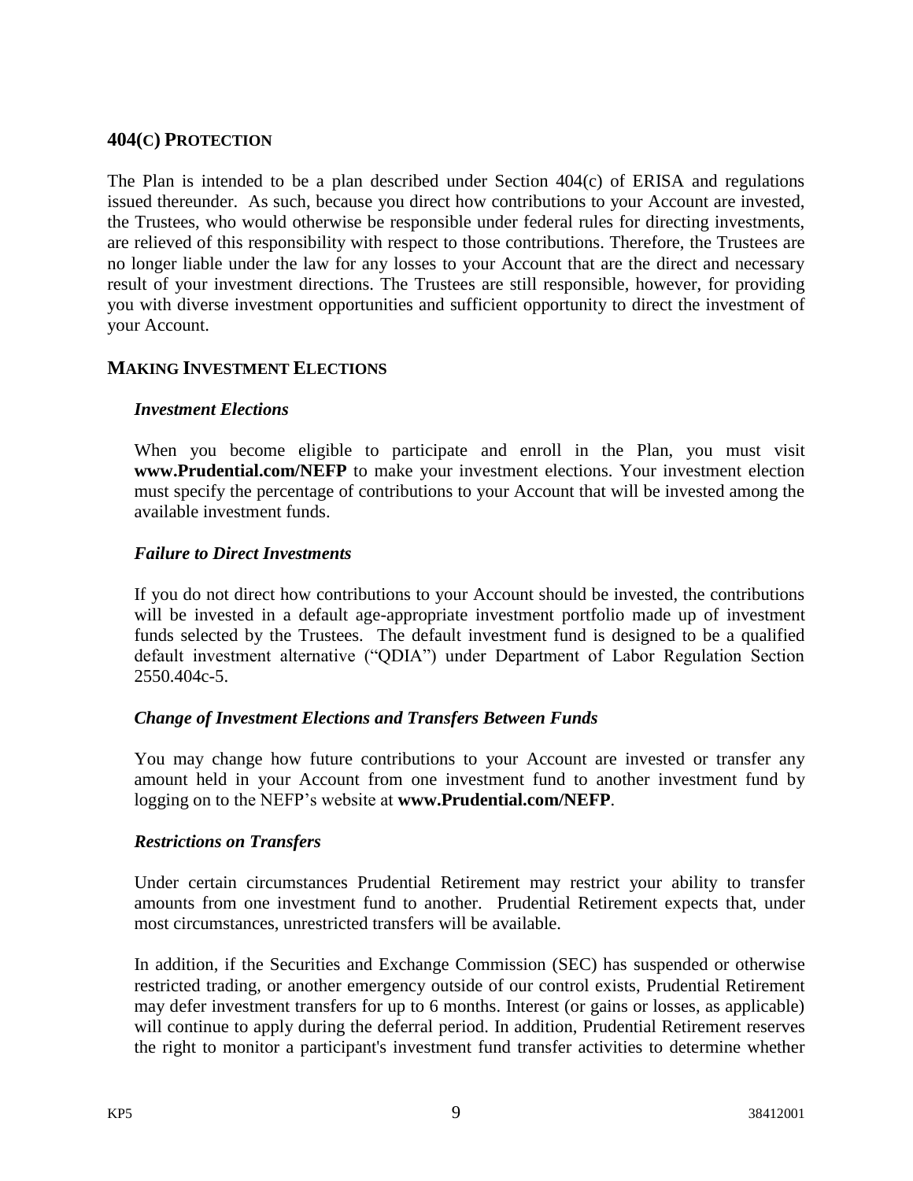## 404(C) PROTECTION

The Plan is intended to be a plan described under Section 404(c) of ERISA and regulations issued thereunder. As such, because you direct how contributions to your Account are invested, the Trustees, who would otherwise be responsible under federal rules for directing investments, are relieved of this responsibility with respect to those contributions. Therefore, the Trustees are no longer liable under the law for any losses to your Account that are the direct and necessary result of your investment directions. The Trustees are still responsible, however, for providing you with diverse investment opportunities and sufficient opportunity to direct the investment of your Account.

## MAKING INVESTMENT ELECTIONS

### *Investment Elections*

When you become eligible to participate and enroll in the Plan, you must visit **www.Prudential.com/NEFP** to make your investment elections. Your investment election must specify the percentage of contributions to your Account that will be invested among the available investment funds.

### *Failure to Direct Investments*

If you do not direct how contributions to your Account should be invested, the contributions will be invested in a default age-appropriate investment portfolio made up of investment funds selected by the Trustees. The default investment fund is designed to be a qualified default investment alternative ("QDIA") under Department of Labor Regulation Section 2550.404c-5.

### *Change of Investment Elections and Transfers Between Funds*

You may change how future contributions to your Account are invested or transfer any amount held in your Account from one investment fund to another investment fund by logging on to the NEFP's website at **www.Prudential.com/NEFP**.

### *Restrictions on Transfers*

Under certain circumstances Prudential Retirement may restrict your ability to transfer amounts from one investment fund to another. Prudential Retirement expects that, under most circumstances, unrestricted transfers will be available.

In addition, if the Securities and Exchange Commission (SEC) has suspended or otherwise restricted trading, or another emergency outside of our control exists, Prudential Retirement may defer investment transfers for up to 6 months. Interest (or gains or losses, as applicable) will continue to apply during the deferral period. In addition, Prudential Retirement reserves the right to monitor a participant's investment fund transfer activities to determine whether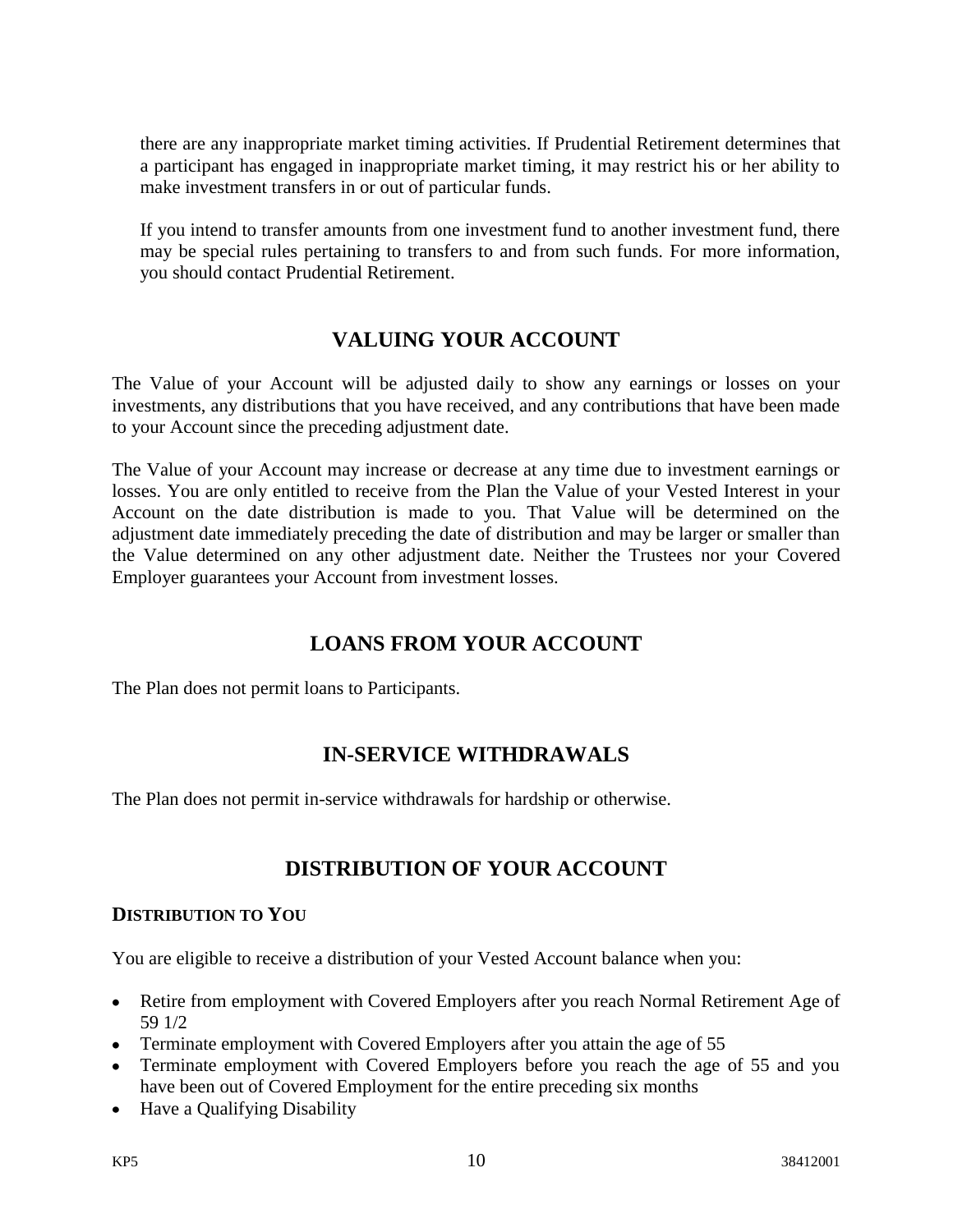there are any inappropriate market timing activities. If Prudential Retirement determines that a participant has engaged in inappropriate market timing, it may restrict his or her ability to make investment transfers in or out of particular funds.

If you intend to transfer amounts from one investment fund to another investment fund, there may be special rules pertaining to transfers to and from such funds. For more information, you should contact Prudential Retirement.

## VALUING YOUR ACCOUNT

The Value of your Account will be adjusted daily to show any earnings or losses on your investments, any distributions that you have received, and any contributions that have been made to your Account since the preceding adjustment date.

The Value of your Account may increase or decrease at any time due to investment earnings or losses. You are only entitled to receive from the Plan the Value of your Vested Interest in your Account on the date distribution is made to you. That Value will be determined on the adjustment date immediately preceding the date of distribution and may be larger or smaller than the Value determined on any other adjustment date. Neither the Trustees nor your Covered Employer guarantees your Account from investment losses.

## LOANS FROM YOUR ACCOUNT

The Plan does not permit loans to Participants.

## IN-SERVICE WITHDRAWALS

The Plan does not permit in-service withdrawals for hardship or otherwise.

## DISTRIBUTION OF YOUR ACCOUNT

### DISTRIBUTION TO YOU

You are eligible to receive a distribution of your Vested Account balance when you:

- Retire from employment with Covered Employers after you reach Normal Retirement Age of 59 1/2
- Terminate employment with Covered Employers after you attain the age of 55
- Terminate employment with Covered Employers before you reach the age of 55 and you have been out of Covered Employment for the entire preceding six months
- Have a Qualifying Disability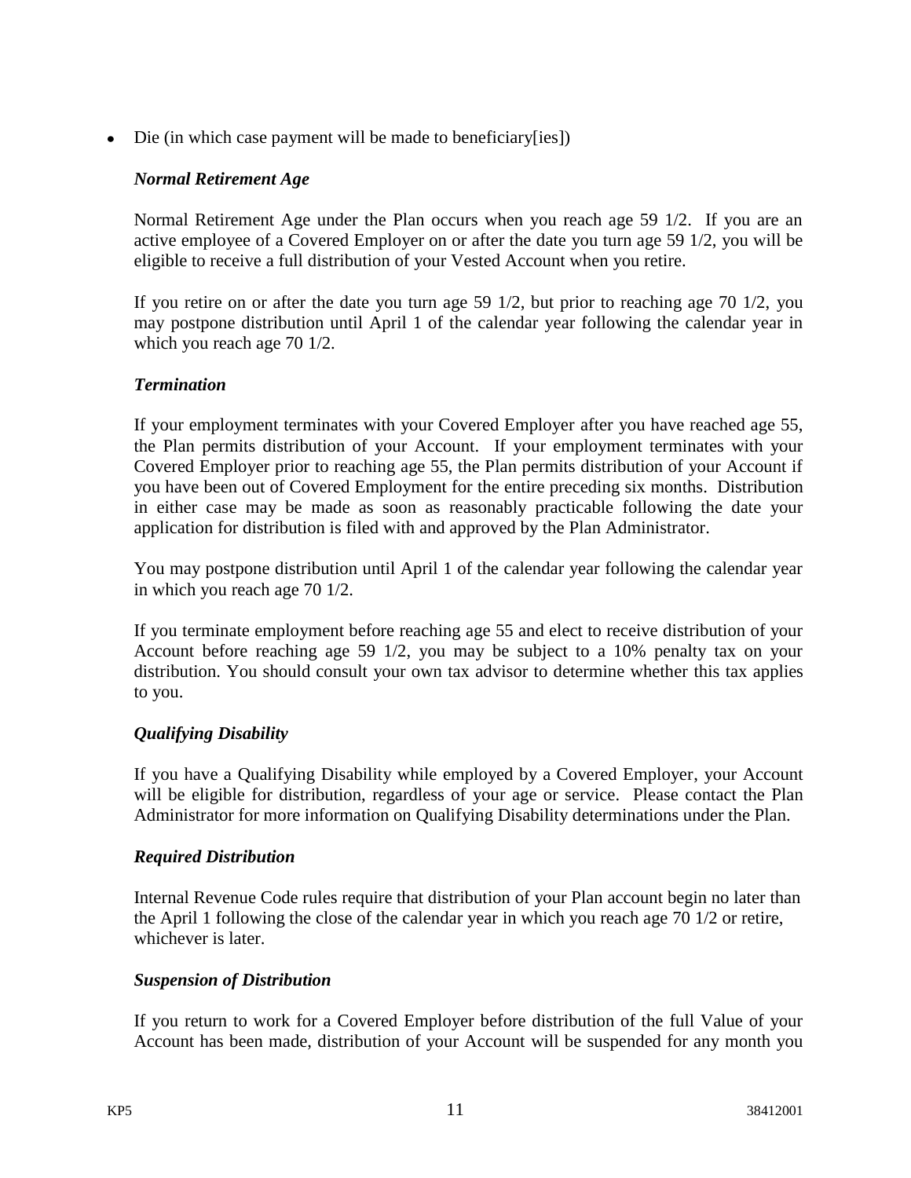- Die (in which case payment will be made to beneficiary[ies])

***Normal Retirement Age***

Normal Retirement Age under the Plan occurs when you reach age 59 1/2. If you are an active employee of a Covered Employer on or after the date you turn age 59 1/2, you will be eligible to receive a full distribution of your Vested Account when you retire.

If you retire on or after the date you turn age 59 1/2, but prior to reaching age 70 1/2, you may postpone distribution until April 1 of the calendar year following the calendar year in which you reach age 70 1/2.

***Termination***

If your employment terminates with your Covered Employer after you have reached age 55, the Plan permits distribution of your Account. If your employment terminates with your Covered Employer prior to reaching age 55, the Plan permits distribution of your Account if you have been out of Covered Employment for the entire preceding six months. Distribution in either case may be made as soon as reasonably practicable following the date your application for distribution is filed with and approved by the Plan Administrator.

You may postpone distribution until April 1 of the calendar year following the calendar year in which you reach age 70 1/2.

If you terminate employment before reaching age 55 and elect to receive distribution of your Account before reaching age 59 1/2, you may be subject to a 10% penalty tax on your distribution. You should consult your own tax advisor to determine whether this tax applies to you.

***Qualifying Disability***

If you have a Qualifying Disability while employed by a Covered Employer, your Account will be eligible for distribution, regardless of your age or service. Please contact the Plan Administrator for more information on Qualifying Disability determinations under the Plan.

***Required Distribution***

Internal Revenue Code rules require that distribution of your Plan account begin no later than the April 1 following the close of the calendar year in which you reach age 70 1/2 or retire, whichever is later.

***Suspension of Distribution***

If you return to work for a Covered Employer before distribution of the full Value of your Account has been made, distribution of your Account will be suspended for any month you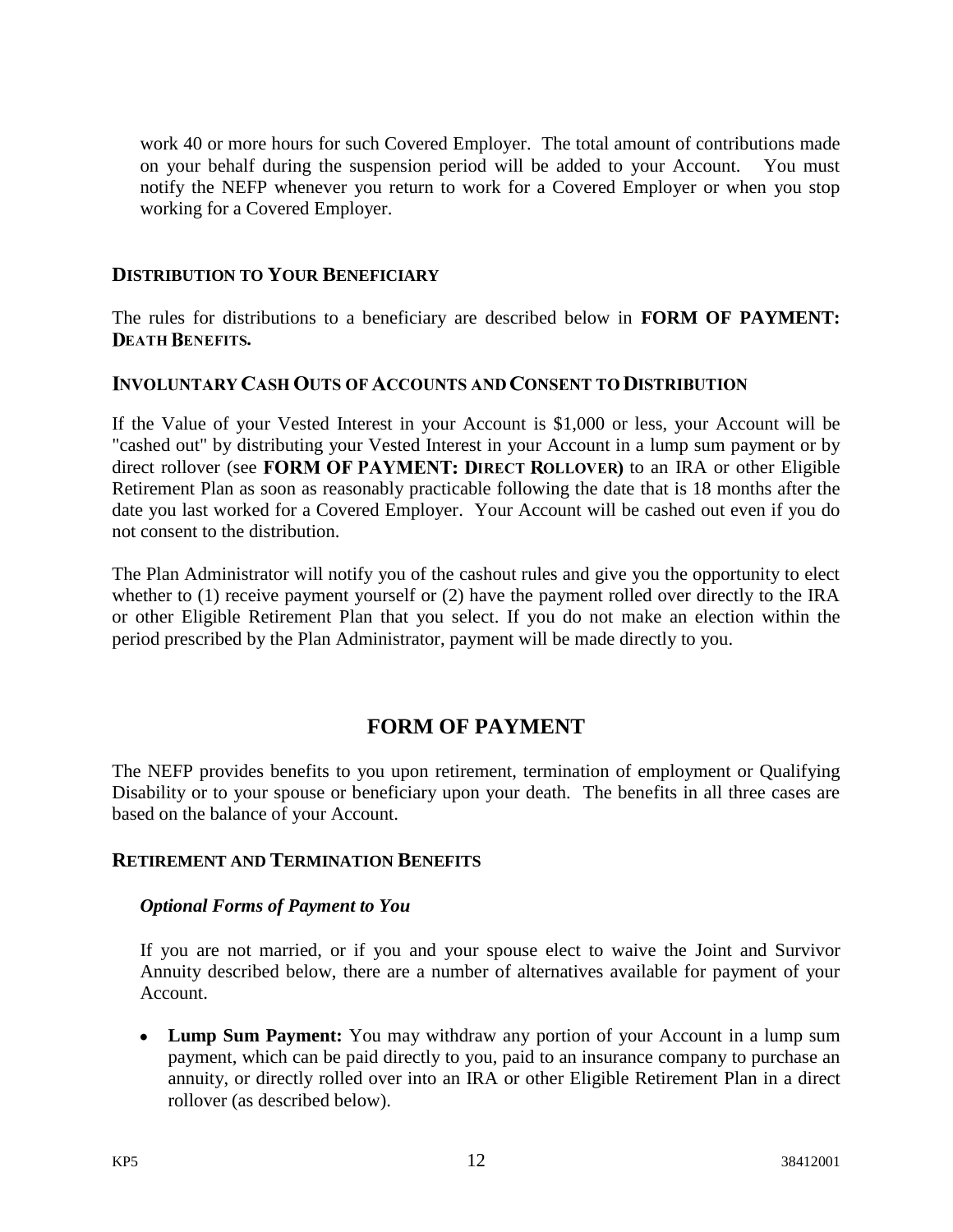work 40 or more hours for such Covered Employer. The total amount of contributions made on your behalf during the suspension period will be added to your Account. You must notify the NEFP whenever you return to work for a Covered Employer or when you stop working for a Covered Employer.

### DISTRIBUTION TO YOUR BENEFICIARY

The rules for distributions to a beneficiary are described below in **FORM OF PAYMENT: DEATH BENEFITS.**

### INVOLUNTARY CASH OUTS OF ACCOUNTS AND CONSENT TO DISTRIBUTION

If the Value of your Vested Interest in your Account is $1,000 or less, your Account will be "cashed out" by distributing your Vested Interest in your Account in a lump sum payment or by direct rollover (see **FORM OF PAYMENT: DIRECT ROLLOVER)** to an IRA or other Eligible Retirement Plan as soon as reasonably practicable following the date that is 18 months after the date you last worked for a Covered Employer. Your Account will be cashed out even if you do not consent to the distribution.

The Plan Administrator will notify you of the cashout rules and give you the opportunity to elect whether to (1) receive payment yourself or (2) have the payment rolled over directly to the IRA or other Eligible Retirement Plan that you select. If you do not make an election within the period prescribed by the Plan Administrator, payment will be made directly to you.

## FORM OF PAYMENT

The NEFP provides benefits to you upon retirement, termination of employment or Qualifying Disability or to your spouse or beneficiary upon your death. The benefits in all three cases are based on the balance of your Account.

### RETIREMENT AND TERMINATION BENEFITS

#### *Optional Forms of Payment to You*

If you are not married, or if you and your spouse elect to waive the Joint and Survivor Annuity described below, there are a number of alternatives available for payment of your Account.

- **Lump Sum Payment:** You may withdraw any portion of your Account in a lump sum payment, which can be paid directly to you, paid to an insurance company to purchase an annuity, or directly rolled over into an IRA or other Eligible Retirement Plan in a direct rollover (as described below).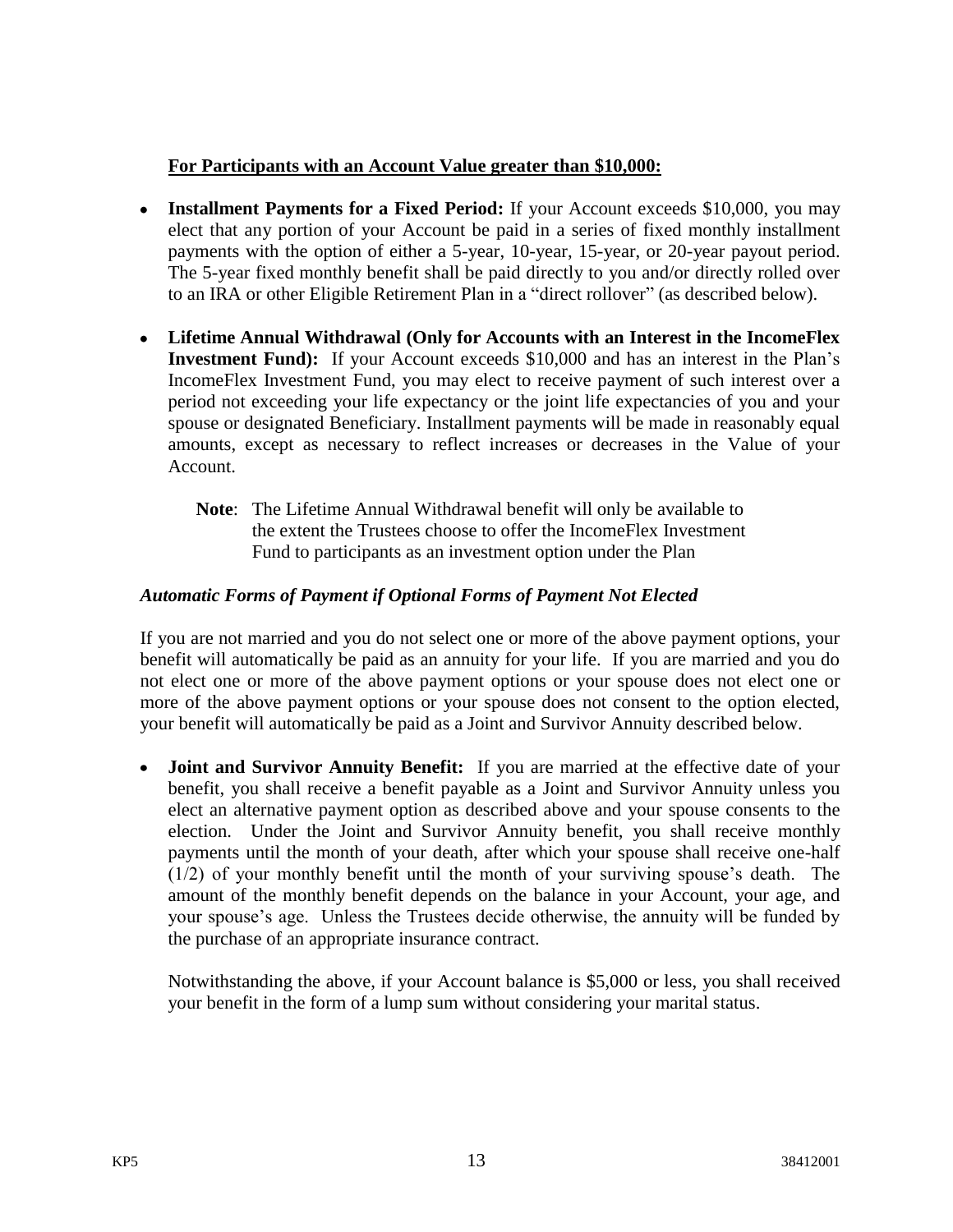**<u>For Participants with an Account Value greater than $10,000:</u>**

- **Installment Payments for a Fixed Period:** If your Account exceeds $10,000, you may elect that any portion of your Account be paid in a series of fixed monthly installment payments with the option of either a 5-year, 10-year, 15-year, or 20-year payout period. The 5-year fixed monthly benefit shall be paid directly to you and/or directly rolled over to an IRA or other Eligible Retirement Plan in a "direct rollover" (as described below).

- **Lifetime Annual Withdrawal (Only for Accounts with an Interest in the IncomeFlex Investment Fund):** If your Account exceeds $10,000 and has an interest in the Plan's IncomeFlex Investment Fund, you may elect to receive payment of such interest over a period not exceeding your life expectancy or the joint life expectancies of you and your spouse or designated Beneficiary. Installment payments will be made in reasonably equal amounts, except as necessary to reflect increases or decreases in the Value of your Account.

  **Note**: The Lifetime Annual Withdrawal benefit will only be available to the extent the Trustees choose to offer the IncomeFlex Investment Fund to participants as an investment option under the Plan

***Automatic Forms of Payment if Optional Forms of Payment Not Elected***

If you are not married and you do not select one or more of the above payment options, your benefit will automatically be paid as an annuity for your life. If you are married and you do not elect one or more of the above payment options or your spouse does not elect one or more of the above payment options or your spouse does not consent to the option elected, your benefit will automatically be paid as a Joint and Survivor Annuity described below.

- **Joint and Survivor Annuity Benefit:** If you are married at the effective date of your benefit, you shall receive a benefit payable as a Joint and Survivor Annuity unless you elect an alternative payment option as described above and your spouse consents to the election. Under the Joint and Survivor Annuity benefit, you shall receive monthly payments until the month of your death, after which your spouse shall receive one-half (1/2) of your monthly benefit until the month of your surviving spouse's death. The amount of the monthly benefit depends on the balance in your Account, your age, and your spouse's age. Unless the Trustees decide otherwise, the annuity will be funded by the purchase of an appropriate insurance contract.

  Notwithstanding the above, if your Account balance is $5,000 or less, you shall received your benefit in the form of a lump sum without considering your marital status.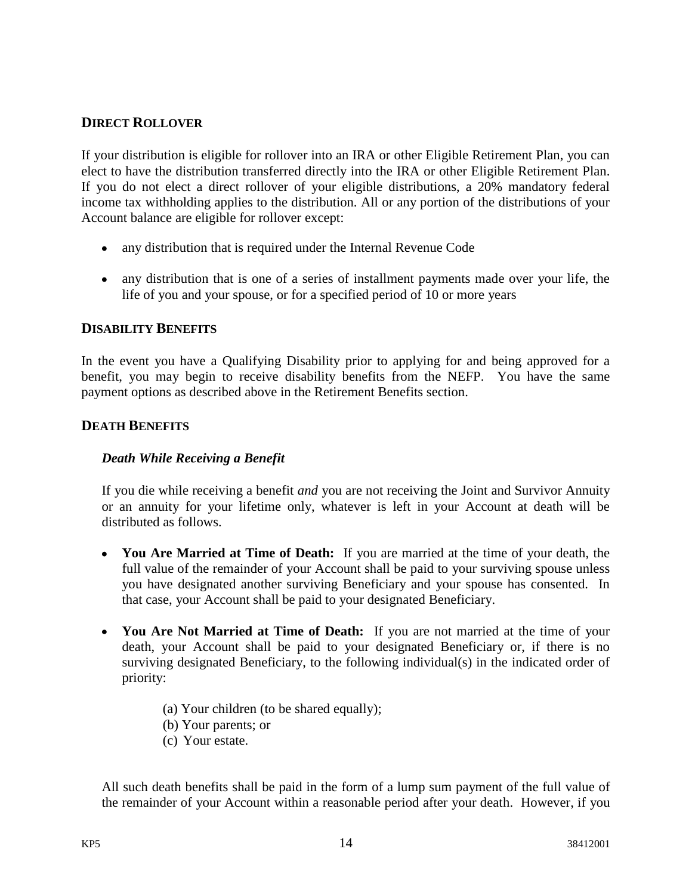## DIRECT ROLLOVER

If your distribution is eligible for rollover into an IRA or other Eligible Retirement Plan, you can elect to have the distribution transferred directly into the IRA or other Eligible Retirement Plan. If you do not elect a direct rollover of your eligible distributions, a 20% mandatory federal income tax withholding applies to the distribution. All or any portion of the distributions of your Account balance are eligible for rollover except:

- any distribution that is required under the Internal Revenue Code
- any distribution that is one of a series of installment payments made over your life, the life of you and your spouse, or for a specified period of 10 or more years

## DISABILITY BENEFITS

In the event you have a Qualifying Disability prior to applying for and being approved for a benefit, you may begin to receive disability benefits from the NEFP. You have the same payment options as described above in the Retirement Benefits section.

## DEATH BENEFITS

### *Death While Receiving a Benefit*

If you die while receiving a benefit *and* you are not receiving the Joint and Survivor Annuity or an annuity for your lifetime only, whatever is left in your Account at death will be distributed as follows.

- **You Are Married at Time of Death:** If you are married at the time of your death, the full value of the remainder of your Account shall be paid to your surviving spouse unless you have designated another surviving Beneficiary and your spouse has consented. In that case, your Account shall be paid to your designated Beneficiary.
- **You Are Not Married at Time of Death:** If you are not married at the time of your death, your Account shall be paid to your designated Beneficiary or, if there is no surviving designated Beneficiary, to the following individual(s) in the indicated order of priority:

  (a) Your children (to be shared equally);
  (b) Your parents; or
  (c) Your estate.

All such death benefits shall be paid in the form of a lump sum payment of the full value of the remainder of your Account within a reasonable period after your death. However, if you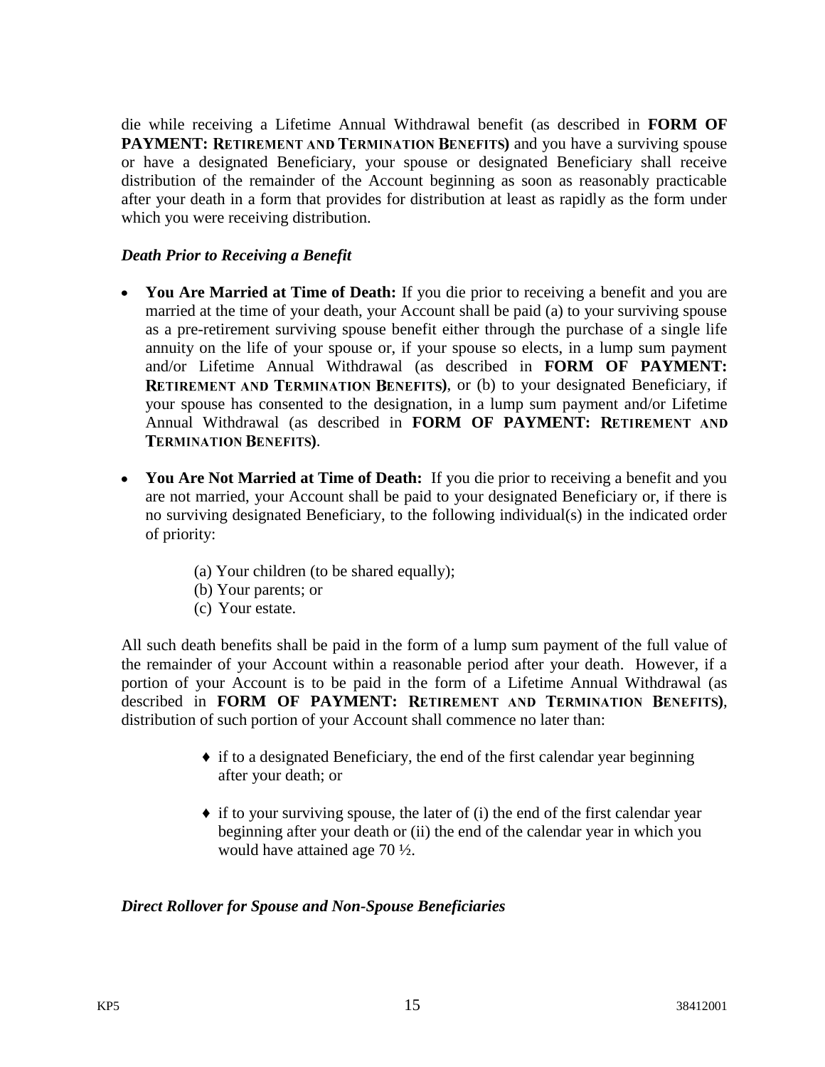die while receiving a Lifetime Annual Withdrawal benefit (as described in **FORM OF PAYMENT: RETIREMENT AND TERMINATION BENEFITS)** and you have a surviving spouse or have a designated Beneficiary, your spouse or designated Beneficiary shall receive distribution of the remainder of the Account beginning as soon as reasonably practicable after your death in a form that provides for distribution at least as rapidly as the form under which you were receiving distribution.

### *Death Prior to Receiving a Benefit*

- **You Are Married at Time of Death:** If you die prior to receiving a benefit and you are married at the time of your death, your Account shall be paid (a) to your surviving spouse as a pre-retirement surviving spouse benefit either through the purchase of a single life annuity on the life of your spouse or, if your spouse so elects, in a lump sum payment and/or Lifetime Annual Withdrawal (as described in **FORM OF PAYMENT: RETIREMENT AND TERMINATION BENEFITS)**, or (b) to your designated Beneficiary, if your spouse has consented to the designation, in a lump sum payment and/or Lifetime Annual Withdrawal (as described in **FORM OF PAYMENT: RETIREMENT AND TERMINATION BENEFITS)**.

- **You Are Not Married at Time of Death:** If you die prior to receiving a benefit and you are not married, your Account shall be paid to your designated Beneficiary or, if there is no surviving designated Beneficiary, to the following individual(s) in the indicated order of priority:

  (a) Your children (to be shared equally);
  (b) Your parents; or
  (c) Your estate.

All such death benefits shall be paid in the form of a lump sum payment of the full value of the remainder of your Account within a reasonable period after your death. However, if a portion of your Account is to be paid in the form of a Lifetime Annual Withdrawal (as described in **FORM OF PAYMENT: RETIREMENT AND TERMINATION BENEFITS)**, distribution of such portion of your Account shall commence no later than:

- ♦ if to a designated Beneficiary, the end of the first calendar year beginning after your death; or

- ♦ if to your surviving spouse, the later of (i) the end of the first calendar year beginning after your death or (ii) the end of the calendar year in which you would have attained age 70 ½.

### *Direct Rollover for Spouse and Non-Spouse Beneficiaries*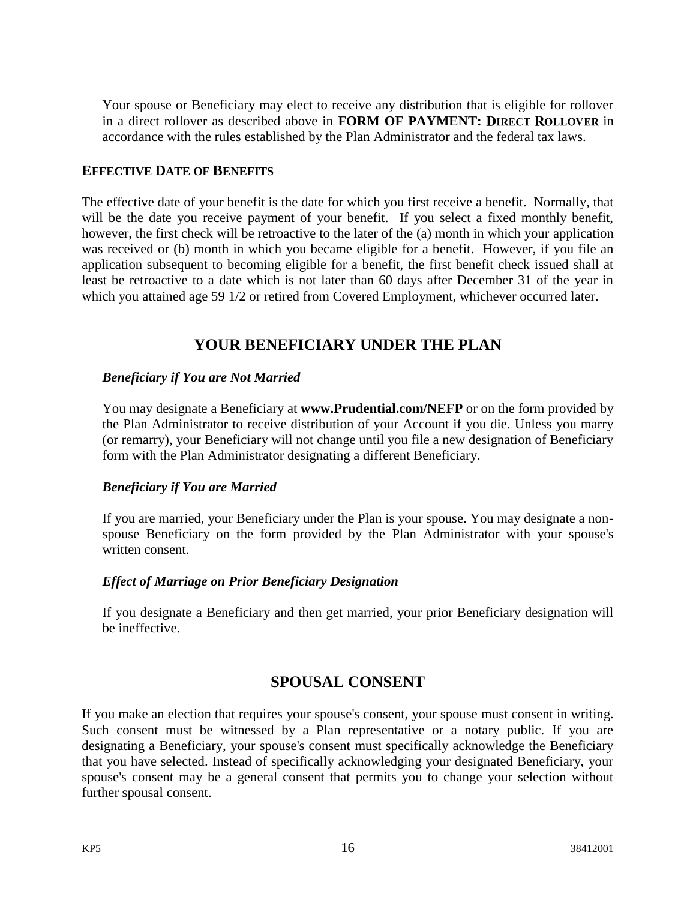Your spouse or Beneficiary may elect to receive any distribution that is eligible for rollover in a direct rollover as described above in **FORM OF PAYMENT: DIRECT ROLLOVER** in accordance with the rules established by the Plan Administrator and the federal tax laws.

### EFFECTIVE DATE OF BENEFITS

The effective date of your benefit is the date for which you first receive a benefit. Normally, that will be the date you receive payment of your benefit. If you select a fixed monthly benefit, however, the first check will be retroactive to the later of the (a) month in which your application was received or (b) month in which you became eligible for a benefit. However, if you file an application subsequent to becoming eligible for a benefit, the first benefit check issued shall at least be retroactive to a date which is not later than 60 days after December 31 of the year in which you attained age 59 1/2 or retired from Covered Employment, whichever occurred later.

## YOUR BENEFICIARY UNDER THE PLAN

***Beneficiary if You are Not Married***

You may designate a Beneficiary at **www.Prudential.com/NEFP** or on the form provided by the Plan Administrator to receive distribution of your Account if you die. Unless you marry (or remarry), your Beneficiary will not change until you file a new designation of Beneficiary form with the Plan Administrator designating a different Beneficiary.

***Beneficiary if You are Married***

If you are married, your Beneficiary under the Plan is your spouse. You may designate a non-spouse Beneficiary on the form provided by the Plan Administrator with your spouse's written consent.

***Effect of Marriage on Prior Beneficiary Designation***

If you designate a Beneficiary and then get married, your prior Beneficiary designation will be ineffective.

## SPOUSAL CONSENT

If you make an election that requires your spouse's consent, your spouse must consent in writing. Such consent must be witnessed by a Plan representative or a notary public. If you are designating a Beneficiary, your spouse's consent must specifically acknowledge the Beneficiary that you have selected. Instead of specifically acknowledging your designated Beneficiary, your spouse's consent may be a general consent that permits you to change your selection without further spousal consent.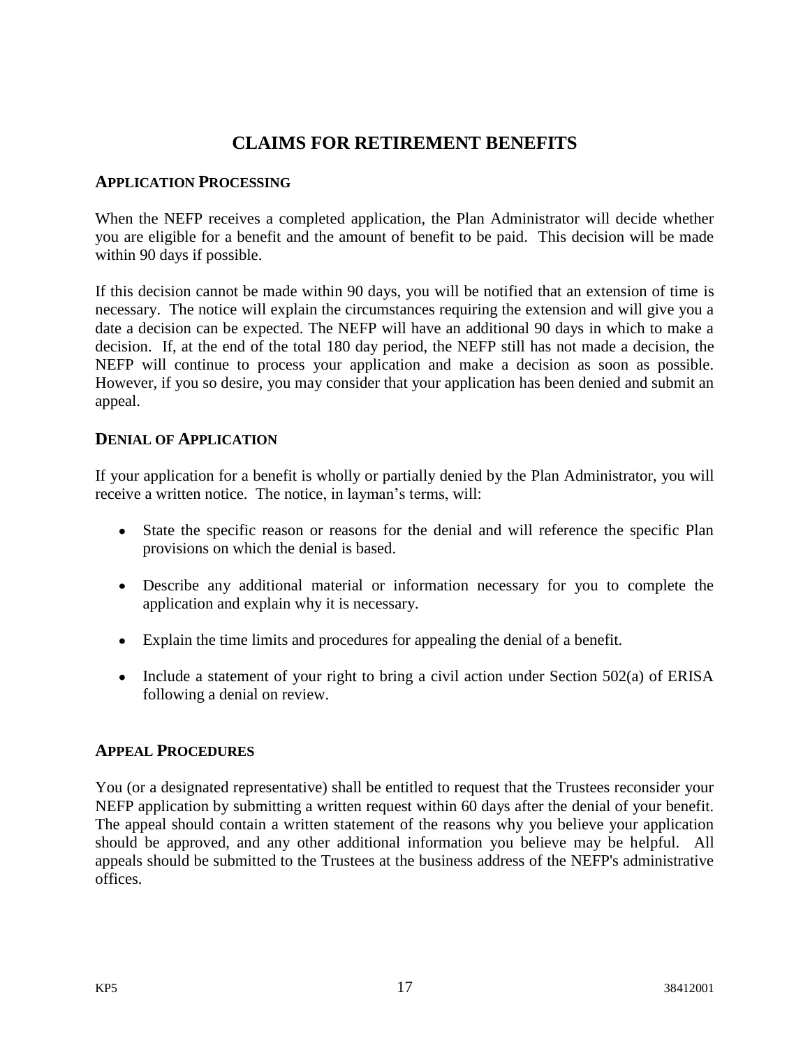# CLAIMS FOR RETIREMENT BENEFITS

### APPLICATION PROCESSING

When the NEFP receives a completed application, the Plan Administrator will decide whether you are eligible for a benefit and the amount of benefit to be paid. This decision will be made within 90 days if possible.

If this decision cannot be made within 90 days, you will be notified that an extension of time is necessary. The notice will explain the circumstances requiring the extension and will give you a date a decision can be expected. The NEFP will have an additional 90 days in which to make a decision. If, at the end of the total 180 day period, the NEFP still has not made a decision, the NEFP will continue to process your application and make a decision as soon as possible. However, if you so desire, you may consider that your application has been denied and submit an appeal.

### DENIAL OF APPLICATION

If your application for a benefit is wholly or partially denied by the Plan Administrator, you will receive a written notice. The notice, in layman's terms, will:

- State the specific reason or reasons for the denial and will reference the specific Plan provisions on which the denial is based.
- Describe any additional material or information necessary for you to complete the application and explain why it is necessary.
- Explain the time limits and procedures for appealing the denial of a benefit.
- Include a statement of your right to bring a civil action under Section 502(a) of ERISA following a denial on review.

### APPEAL PROCEDURES

You (or a designated representative) shall be entitled to request that the Trustees reconsider your NEFP application by submitting a written request within 60 days after the denial of your benefit. The appeal should contain a written statement of the reasons why you believe your application should be approved, and any other additional information you believe may be helpful. All appeals should be submitted to the Trustees at the business address of the NEFP's administrative offices.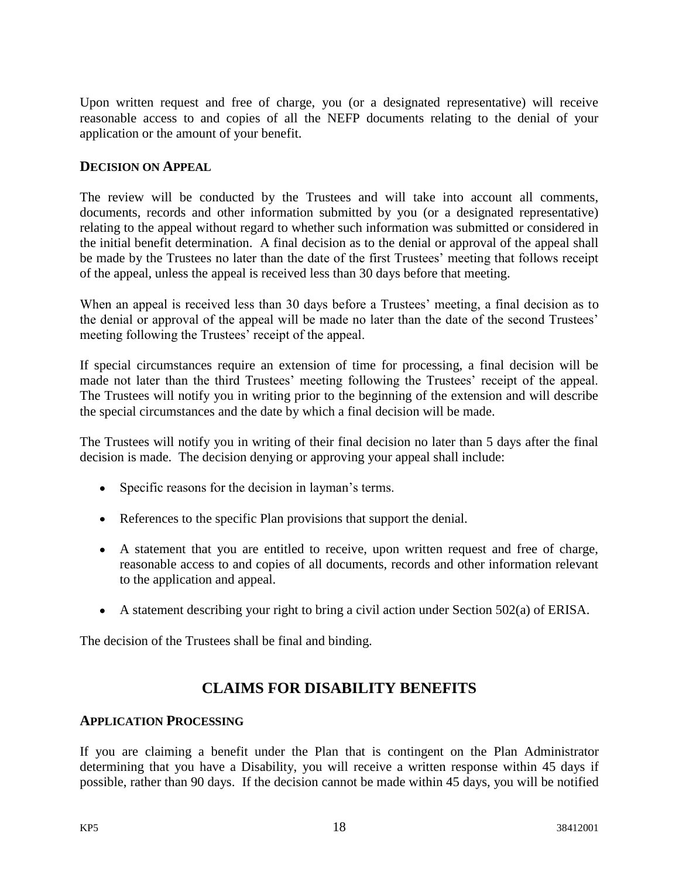Upon written request and free of charge, you (or a designated representative) will receive reasonable access to and copies of all the NEFP documents relating to the denial of your application or the amount of your benefit.

### DECISION ON APPEAL

The review will be conducted by the Trustees and will take into account all comments, documents, records and other information submitted by you (or a designated representative) relating to the appeal without regard to whether such information was submitted or considered in the initial benefit determination. A final decision as to the denial or approval of the appeal shall be made by the Trustees no later than the date of the first Trustees' meeting that follows receipt of the appeal, unless the appeal is received less than 30 days before that meeting.

When an appeal is received less than 30 days before a Trustees' meeting, a final decision as to the denial or approval of the appeal will be made no later than the date of the second Trustees' meeting following the Trustees' receipt of the appeal.

If special circumstances require an extension of time for processing, a final decision will be made not later than the third Trustees' meeting following the Trustees' receipt of the appeal. The Trustees will notify you in writing prior to the beginning of the extension and will describe the special circumstances and the date by which a final decision will be made.

The Trustees will notify you in writing of their final decision no later than 5 days after the final decision is made. The decision denying or approving your appeal shall include:

- Specific reasons for the decision in layman's terms.
- References to the specific Plan provisions that support the denial.
- A statement that you are entitled to receive, upon written request and free of charge, reasonable access to and copies of all documents, records and other information relevant to the application and appeal.
- A statement describing your right to bring a civil action under Section 502(a) of ERISA.

The decision of the Trustees shall be final and binding.

## CLAIMS FOR DISABILITY BENEFITS

### APPLICATION PROCESSING

If you are claiming a benefit under the Plan that is contingent on the Plan Administrator determining that you have a Disability, you will receive a written response within 45 days if possible, rather than 90 days. If the decision cannot be made within 45 days, you will be notified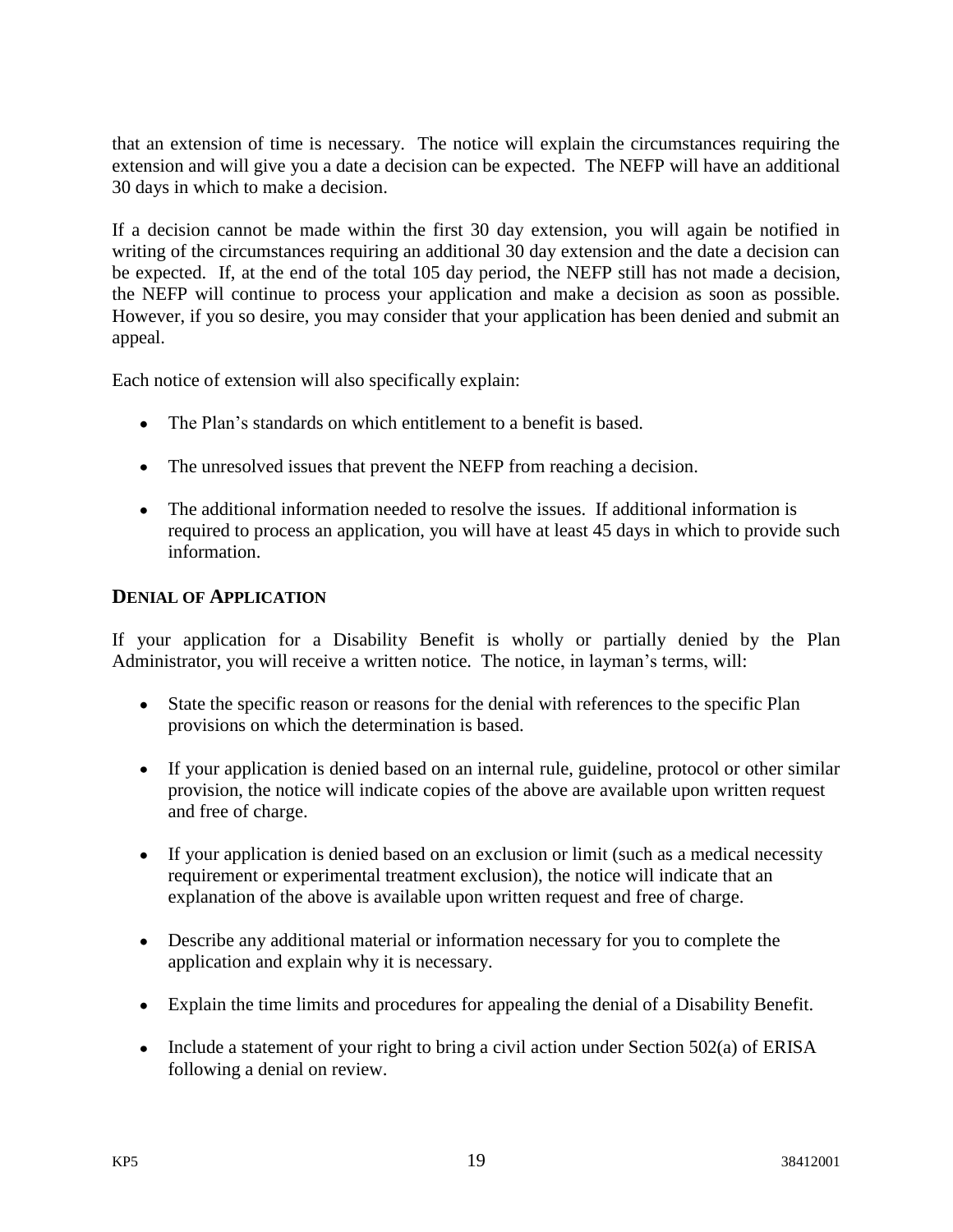that an extension of time is necessary. The notice will explain the circumstances requiring the extension and will give you a date a decision can be expected. The NEFP will have an additional 30 days in which to make a decision.

If a decision cannot be made within the first 30 day extension, you will again be notified in writing of the circumstances requiring an additional 30 day extension and the date a decision can be expected. If, at the end of the total 105 day period, the NEFP still has not made a decision, the NEFP will continue to process your application and make a decision as soon as possible. However, if you so desire, you may consider that your application has been denied and submit an appeal.

Each notice of extension will also specifically explain:

- The Plan's standards on which entitlement to a benefit is based.
- The unresolved issues that prevent the NEFP from reaching a decision.
- The additional information needed to resolve the issues. If additional information is required to process an application, you will have at least 45 days in which to provide such information.

## DENIAL OF APPLICATION

If your application for a Disability Benefit is wholly or partially denied by the Plan Administrator, you will receive a written notice. The notice, in layman's terms, will:

- State the specific reason or reasons for the denial with references to the specific Plan provisions on which the determination is based.
- If your application is denied based on an internal rule, guideline, protocol or other similar provision, the notice will indicate copies of the above are available upon written request and free of charge.
- If your application is denied based on an exclusion or limit (such as a medical necessity requirement or experimental treatment exclusion), the notice will indicate that an explanation of the above is available upon written request and free of charge.
- Describe any additional material or information necessary for you to complete the application and explain why it is necessary.
- Explain the time limits and procedures for appealing the denial of a Disability Benefit.
- Include a statement of your right to bring a civil action under Section 502(a) of ERISA following a denial on review.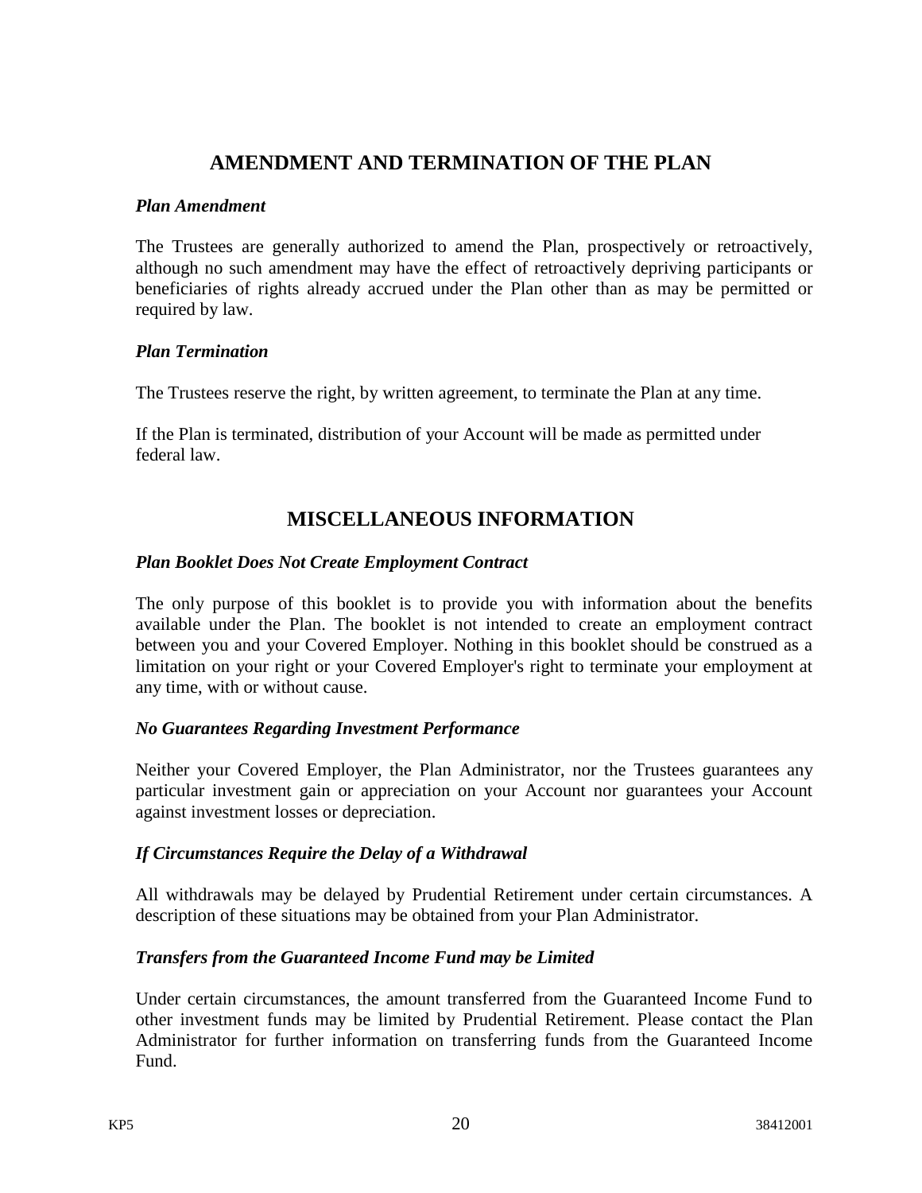## AMENDMENT AND TERMINATION OF THE PLAN

### *Plan Amendment*

The Trustees are generally authorized to amend the Plan, prospectively or retroactively, although no such amendment may have the effect of retroactively depriving participants or beneficiaries of rights already accrued under the Plan other than as may be permitted or required by law.

### *Plan Termination*

The Trustees reserve the right, by written agreement, to terminate the Plan at any time.

If the Plan is terminated, distribution of your Account will be made as permitted under federal law.

## MISCELLANEOUS INFORMATION

### *Plan Booklet Does Not Create Employment Contract*

The only purpose of this booklet is to provide you with information about the benefits available under the Plan. The booklet is not intended to create an employment contract between you and your Covered Employer. Nothing in this booklet should be construed as a limitation on your right or your Covered Employer's right to terminate your employment at any time, with or without cause.

### *No Guarantees Regarding Investment Performance*

Neither your Covered Employer, the Plan Administrator, nor the Trustees guarantees any particular investment gain or appreciation on your Account nor guarantees your Account against investment losses or depreciation.

### *If Circumstances Require the Delay of a Withdrawal*

All withdrawals may be delayed by Prudential Retirement under certain circumstances. A description of these situations may be obtained from your Plan Administrator.

### *Transfers from the Guaranteed Income Fund may be Limited*

Under certain circumstances, the amount transferred from the Guaranteed Income Fund to other investment funds may be limited by Prudential Retirement. Please contact the Plan Administrator for further information on transferring funds from the Guaranteed Income Fund.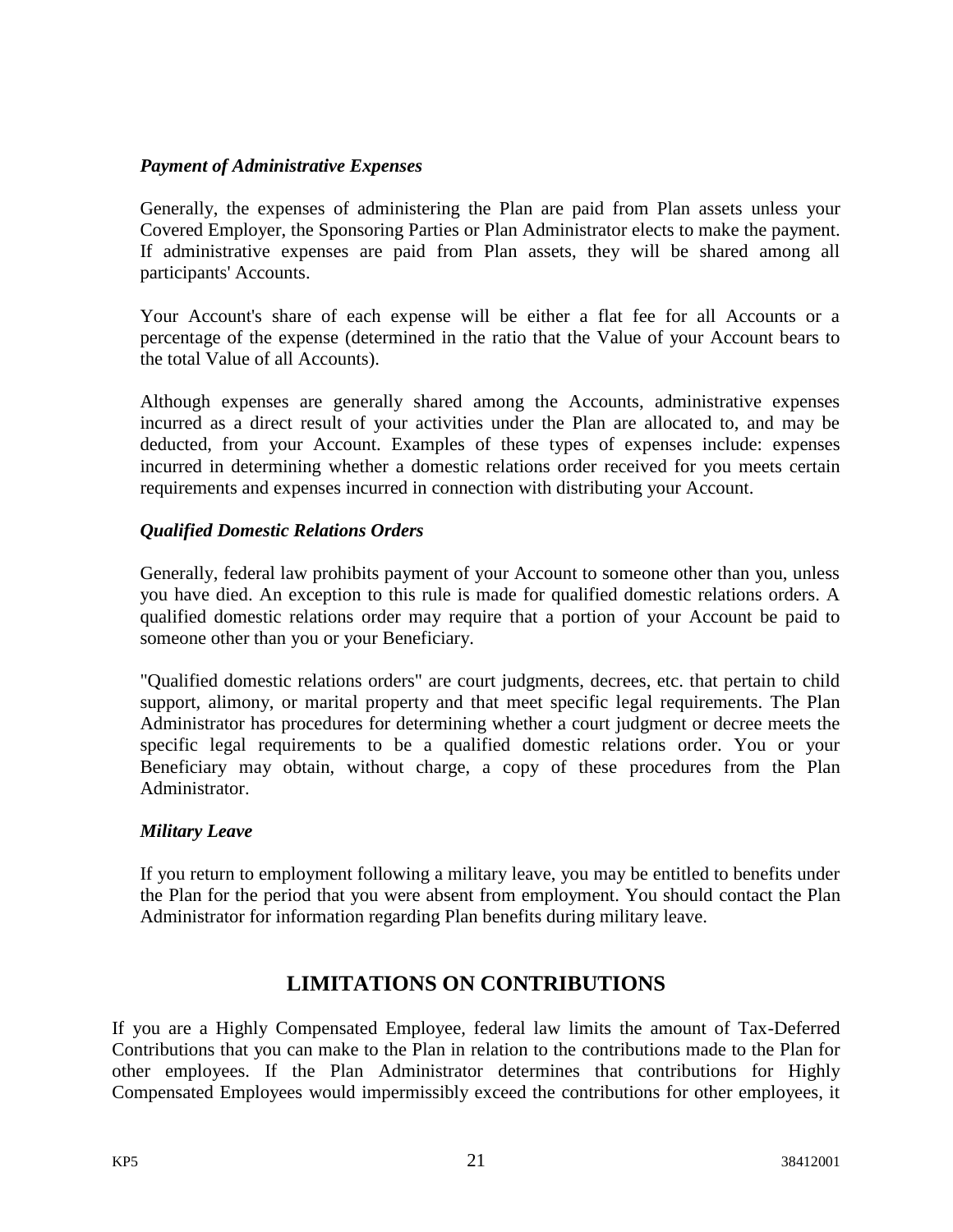### *Payment of Administrative Expenses*

Generally, the expenses of administering the Plan are paid from Plan assets unless your Covered Employer, the Sponsoring Parties or Plan Administrator elects to make the payment. If administrative expenses are paid from Plan assets, they will be shared among all participants' Accounts.

Your Account's share of each expense will be either a flat fee for all Accounts or a percentage of the expense (determined in the ratio that the Value of your Account bears to the total Value of all Accounts).

Although expenses are generally shared among the Accounts, administrative expenses incurred as a direct result of your activities under the Plan are allocated to, and may be deducted, from your Account. Examples of these types of expenses include: expenses incurred in determining whether a domestic relations order received for you meets certain requirements and expenses incurred in connection with distributing your Account.

### *Qualified Domestic Relations Orders*

Generally, federal law prohibits payment of your Account to someone other than you, unless you have died. An exception to this rule is made for qualified domestic relations orders. A qualified domestic relations order may require that a portion of your Account be paid to someone other than you or your Beneficiary.

"Qualified domestic relations orders" are court judgments, decrees, etc. that pertain to child support, alimony, or marital property and that meet specific legal requirements. The Plan Administrator has procedures for determining whether a court judgment or decree meets the specific legal requirements to be a qualified domestic relations order. You or your Beneficiary may obtain, without charge, a copy of these procedures from the Plan Administrator.

### *Military Leave*

If you return to employment following a military leave, you may be entitled to benefits under the Plan for the period that you were absent from employment. You should contact the Plan Administrator for information regarding Plan benefits during military leave.

## LIMITATIONS ON CONTRIBUTIONS

If you are a Highly Compensated Employee, federal law limits the amount of Tax-Deferred Contributions that you can make to the Plan in relation to the contributions made to the Plan for other employees. If the Plan Administrator determines that contributions for Highly Compensated Employees would impermissibly exceed the contributions for other employees, it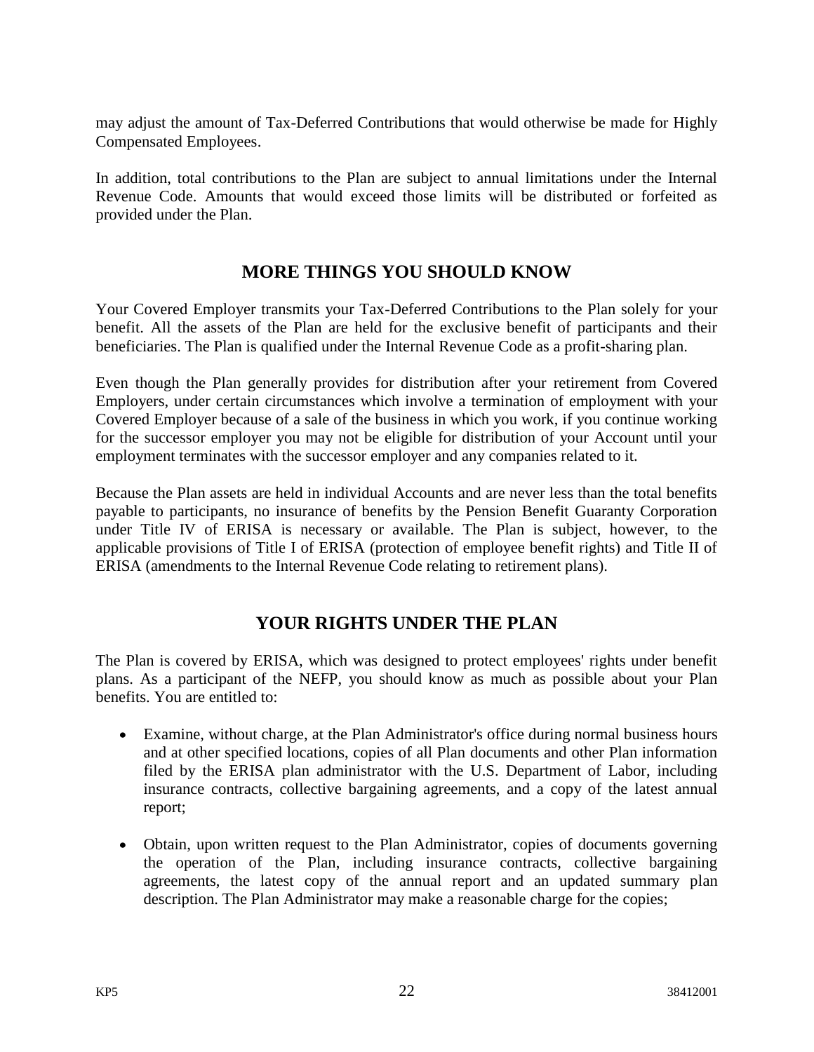may adjust the amount of Tax-Deferred Contributions that would otherwise be made for Highly Compensated Employees.

In addition, total contributions to the Plan are subject to annual limitations under the Internal Revenue Code. Amounts that would exceed those limits will be distributed or forfeited as provided under the Plan.

## MORE THINGS YOU SHOULD KNOW

Your Covered Employer transmits your Tax-Deferred Contributions to the Plan solely for your benefit. All the assets of the Plan are held for the exclusive benefit of participants and their beneficiaries. The Plan is qualified under the Internal Revenue Code as a profit-sharing plan.

Even though the Plan generally provides for distribution after your retirement from Covered Employers, under certain circumstances which involve a termination of employment with your Covered Employer because of a sale of the business in which you work, if you continue working for the successor employer you may not be eligible for distribution of your Account until your employment terminates with the successor employer and any companies related to it.

Because the Plan assets are held in individual Accounts and are never less than the total benefits payable to participants, no insurance of benefits by the Pension Benefit Guaranty Corporation under Title IV of ERISA is necessary or available. The Plan is subject, however, to the applicable provisions of Title I of ERISA (protection of employee benefit rights) and Title II of ERISA (amendments to the Internal Revenue Code relating to retirement plans).

## YOUR RIGHTS UNDER THE PLAN

The Plan is covered by ERISA, which was designed to protect employees' rights under benefit plans. As a participant of the NEFP, you should know as much as possible about your Plan benefits. You are entitled to:

- Examine, without charge, at the Plan Administrator's office during normal business hours and at other specified locations, copies of all Plan documents and other Plan information filed by the ERISA plan administrator with the U.S. Department of Labor, including insurance contracts, collective bargaining agreements, and a copy of the latest annual report;

- Obtain, upon written request to the Plan Administrator, copies of documents governing the operation of the Plan, including insurance contracts, collective bargaining agreements, the latest copy of the annual report and an updated summary plan description. The Plan Administrator may make a reasonable charge for the copies;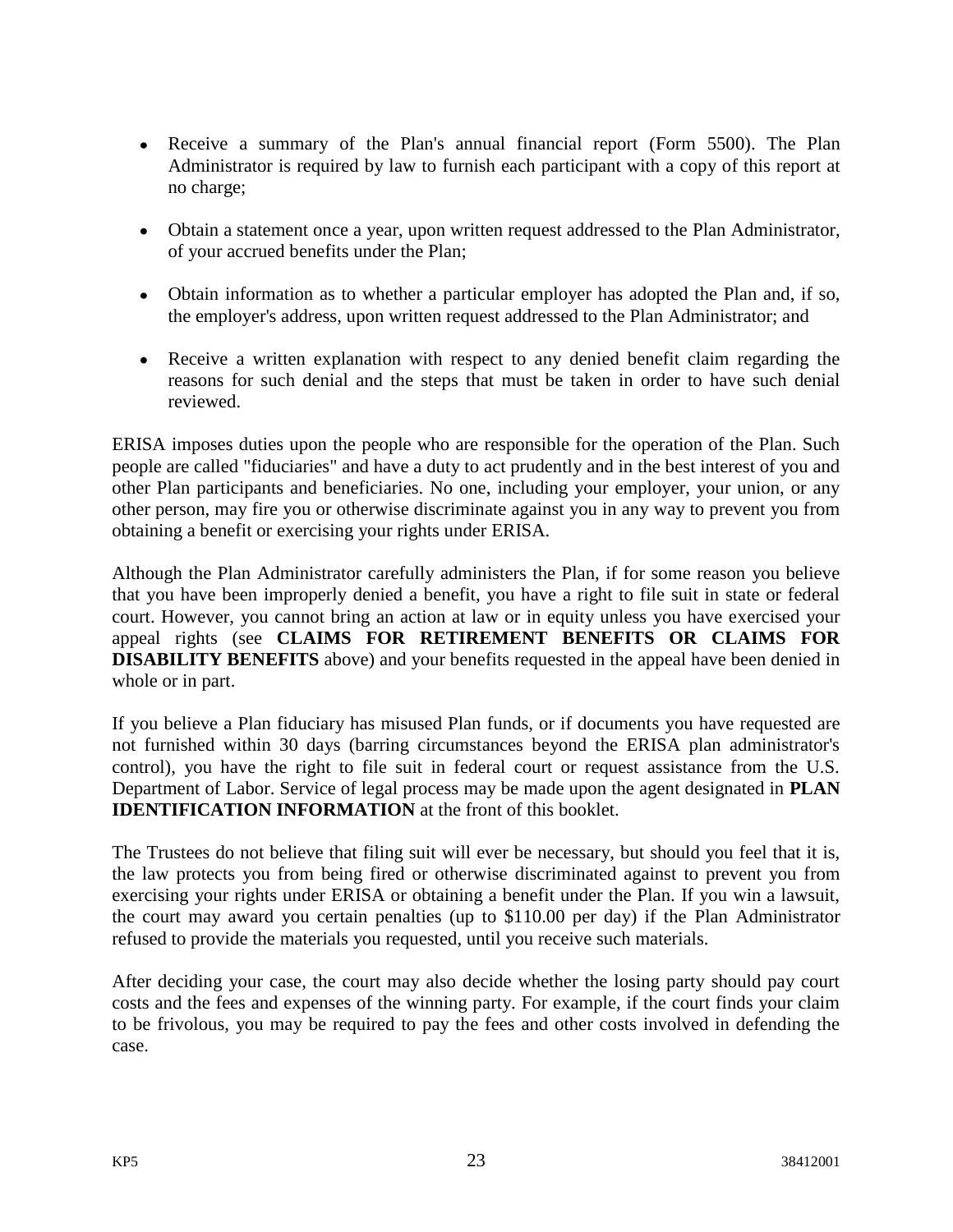- Receive a summary of the Plan's annual financial report (Form 5500). The Plan Administrator is required by law to furnish each participant with a copy of this report at no charge;

- Obtain a statement once a year, upon written request addressed to the Plan Administrator, of your accrued benefits under the Plan;

- Obtain information as to whether a particular employer has adopted the Plan and, if so, the employer's address, upon written request addressed to the Plan Administrator; and

- Receive a written explanation with respect to any denied benefit claim regarding the reasons for such denial and the steps that must be taken in order to have such denial reviewed.

ERISA imposes duties upon the people who are responsible for the operation of the Plan. Such people are called "fiduciaries" and have a duty to act prudently and in the best interest of you and other Plan participants and beneficiaries. No one, including your employer, your union, or any other person, may fire you or otherwise discriminate against you in any way to prevent you from obtaining a benefit or exercising your rights under ERISA.

Although the Plan Administrator carefully administers the Plan, if for some reason you believe that you have been improperly denied a benefit, you have a right to file suit in state or federal court. However, you cannot bring an action at law or in equity unless you have exercised your appeal rights (see **CLAIMS FOR RETIREMENT BENEFITS OR CLAIMS FOR DISABILITY BENEFITS** above) and your benefits requested in the appeal have been denied in whole or in part.

If you believe a Plan fiduciary has misused Plan funds, or if documents you have requested are not furnished within 30 days (barring circumstances beyond the ERISA plan administrator's control), you have the right to file suit in federal court or request assistance from the U.S. Department of Labor. Service of legal process may be made upon the agent designated in **PLAN IDENTIFICATION INFORMATION** at the front of this booklet.

The Trustees do not believe that filing suit will ever be necessary, but should you feel that it is, the law protects you from being fired or otherwise discriminated against to prevent you from exercising your rights under ERISA or obtaining a benefit under the Plan. If you win a lawsuit, the court may award you certain penalties (up to $110.00 per day) if the Plan Administrator refused to provide the materials you requested, until you receive such materials.

After deciding your case, the court may also decide whether the losing party should pay court costs and the fees and expenses of the winning party. For example, if the court finds your claim to be frivolous, you may be required to pay the fees and other costs involved in defending the case.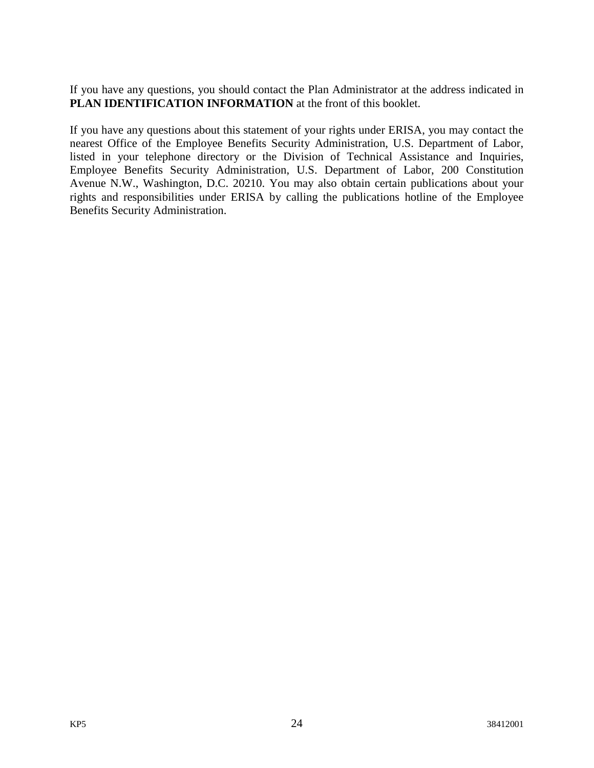If you have any questions, you should contact the Plan Administrator at the address indicated in **PLAN IDENTIFICATION INFORMATION** at the front of this booklet.

If you have any questions about this statement of your rights under ERISA, you may contact the nearest Office of the Employee Benefits Security Administration, U.S. Department of Labor, listed in your telephone directory or the Division of Technical Assistance and Inquiries, Employee Benefits Security Administration, U.S. Department of Labor, 200 Constitution Avenue N.W., Washington, D.C. 20210. You may also obtain certain publications about your rights and responsibilities under ERISA by calling the publications hotline of the Employee Benefits Security Administration.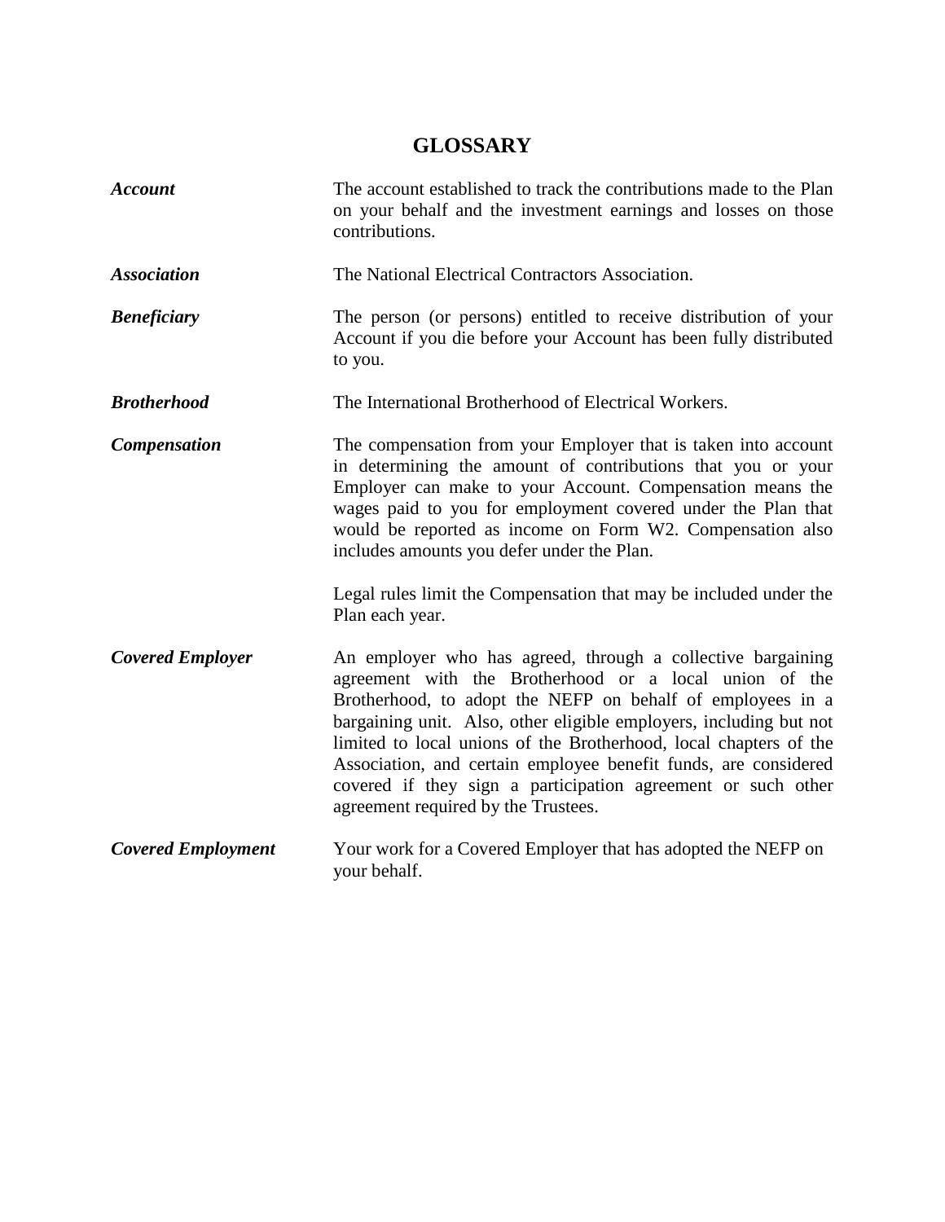# GLOSSARY

| | |
|---|---|
| ***Account*** | The account established to track the contributions made to the Plan on your behalf and the investment earnings and losses on those contributions. |
| ***Association*** | The National Electrical Contractors Association. |
| ***Beneficiary*** | The person (or persons) entitled to receive distribution of your Account if you die before your Account has been fully distributed to you. |
| ***Brotherhood*** | The International Brotherhood of Electrical Workers. |
| ***Compensation*** | The compensation from your Employer that is taken into account in determining the amount of contributions that you or your Employer can make to your Account. Compensation means the wages paid to you for employment covered under the Plan that would be reported as income on Form W2. Compensation also includes amounts you defer under the Plan.<br><br>Legal rules limit the Compensation that may be included under the Plan each year. |
| ***Covered Employer*** | An employer who has agreed, through a collective bargaining agreement with the Brotherhood or a local union of the Brotherhood, to adopt the NEFP on behalf of employees in a bargaining unit. Also, other eligible employers, including but not limited to local unions of the Brotherhood, local chapters of the Association, and certain employee benefit funds, are considered covered if they sign a participation agreement or such other agreement required by the Trustees. |
| ***Covered Employment*** | Your work for a Covered Employer that has adopted the NEFP on your behalf. |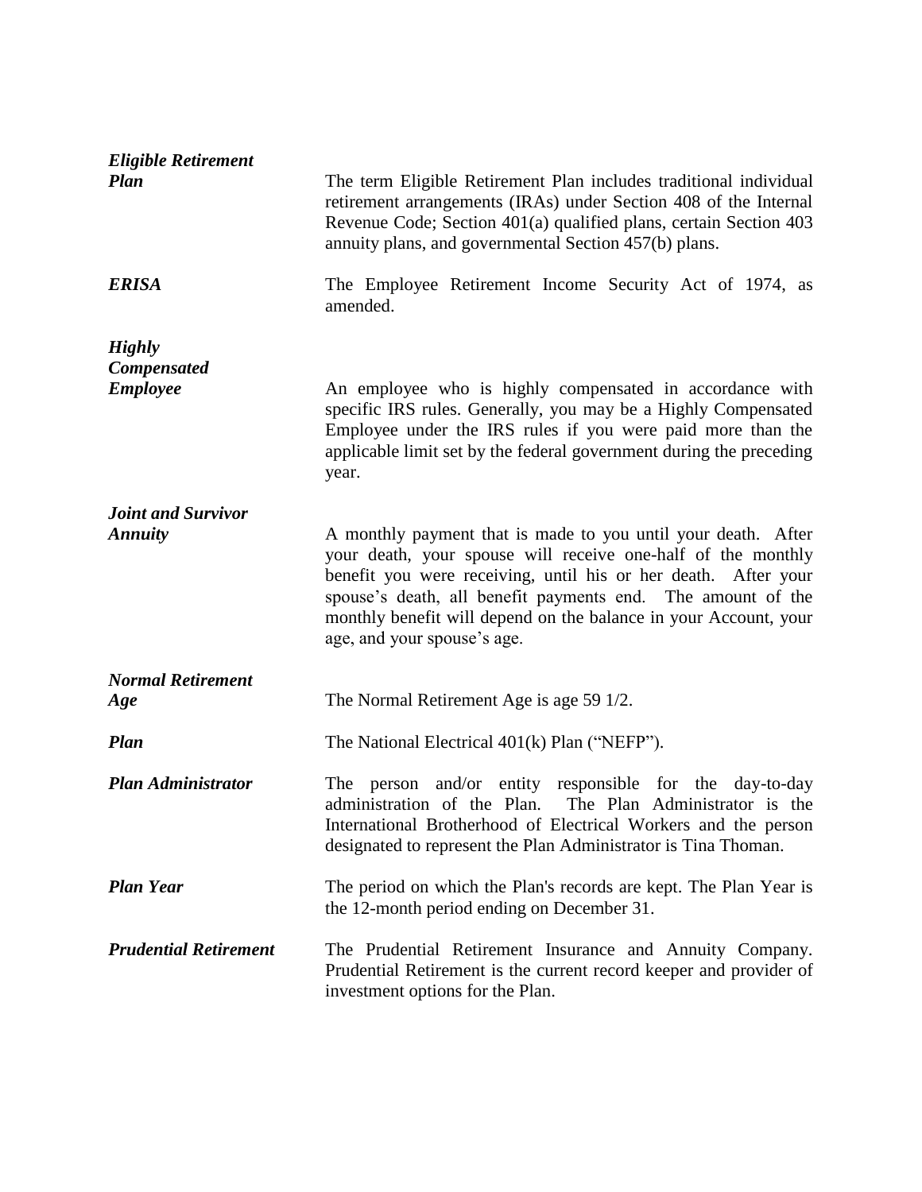***Eligible Retirement Plan***

The term Eligible Retirement Plan includes traditional individual retirement arrangements (IRAs) under Section 408 of the Internal Revenue Code; Section 401(a) qualified plans, certain Section 403 annuity plans, and governmental Section 457(b) plans.

***ERISA***

The Employee Retirement Income Security Act of 1974, as amended.

***Highly Compensated Employee***

An employee who is highly compensated in accordance with specific IRS rules. Generally, you may be a Highly Compensated Employee under the IRS rules if you were paid more than the applicable limit set by the federal government during the preceding year.

***Joint and Survivor Annuity***

A monthly payment that is made to you until your death. After your death, your spouse will receive one-half of the monthly benefit you were receiving, until his or her death. After your spouse's death, all benefit payments end. The amount of the monthly benefit will depend on the balance in your Account, your age, and your spouse's age.

***Normal Retirement Age***

The Normal Retirement Age is age 59 1/2.

***Plan***

The National Electrical 401(k) Plan ("NEFP").

***Plan Administrator***

The person and/or entity responsible for the day-to-day administration of the Plan. The Plan Administrator is the International Brotherhood of Electrical Workers and the person designated to represent the Plan Administrator is Tina Thoman.

***Plan Year***

The period on which the Plan's records are kept. The Plan Year is the 12-month period ending on December 31.

***Prudential Retirement***

The Prudential Retirement Insurance and Annuity Company. Prudential Retirement is the current record keeper and provider of investment options for the Plan.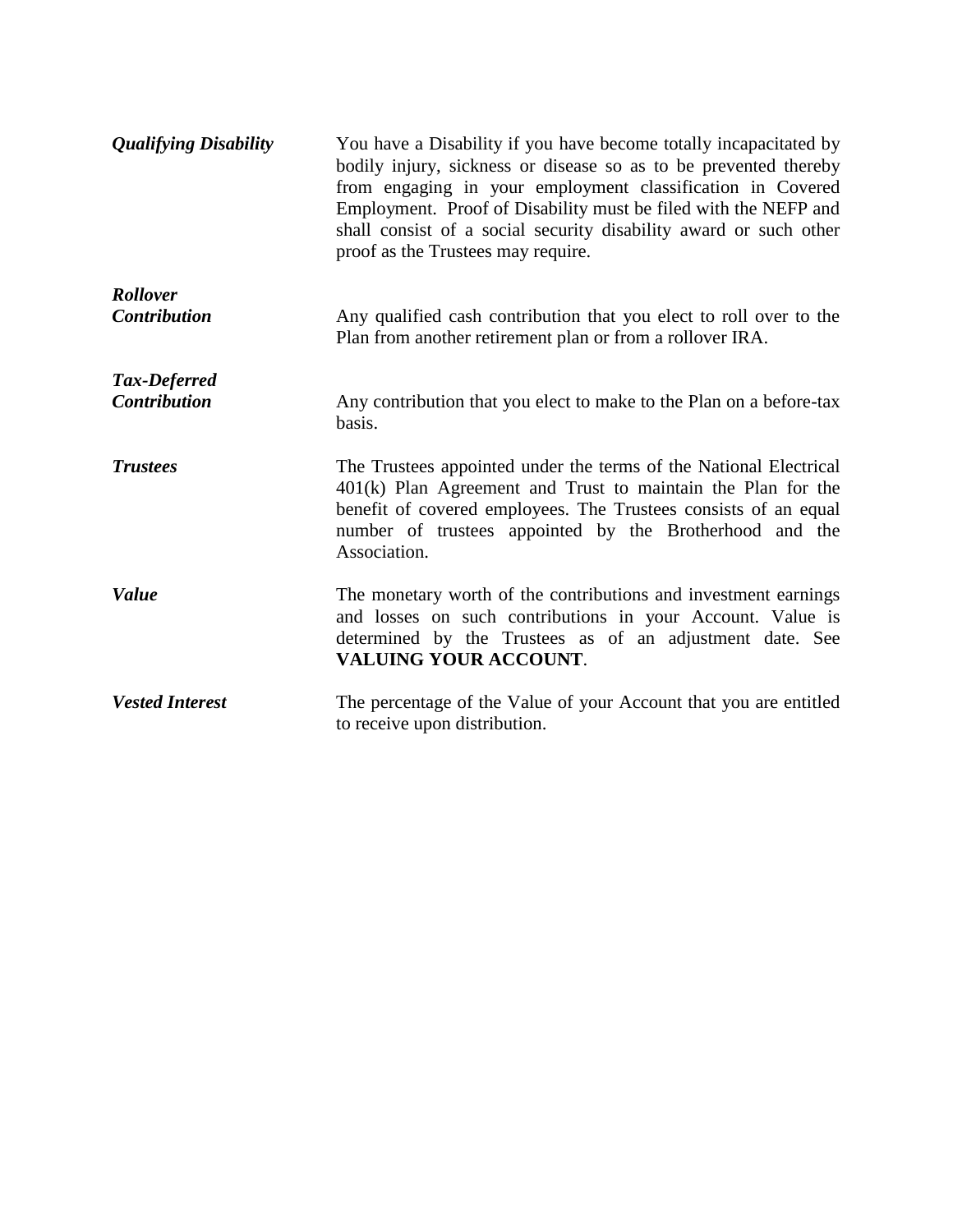***Qualifying Disability*** You have a Disability if you have become totally incapacitated by bodily injury, sickness or disease so as to be prevented thereby from engaging in your employment classification in Covered Employment. Proof of Disability must be filed with the NEFP and shall consist of a social security disability award or such other proof as the Trustees may require.

***Rollover Contribution*** Any qualified cash contribution that you elect to roll over to the Plan from another retirement plan or from a rollover IRA.

***Tax-Deferred Contribution*** Any contribution that you elect to make to the Plan on a before-tax basis.

***Trustees*** The Trustees appointed under the terms of the National Electrical 401(k) Plan Agreement and Trust to maintain the Plan for the benefit of covered employees. The Trustees consists of an equal number of trustees appointed by the Brotherhood and the Association.

***Value*** The monetary worth of the contributions and investment earnings and losses on such contributions in your Account. Value is determined by the Trustees as of an adjustment date. See **VALUING YOUR ACCOUNT**.

***Vested Interest*** The percentage of the Value of your Account that you are entitled to receive upon distribution.